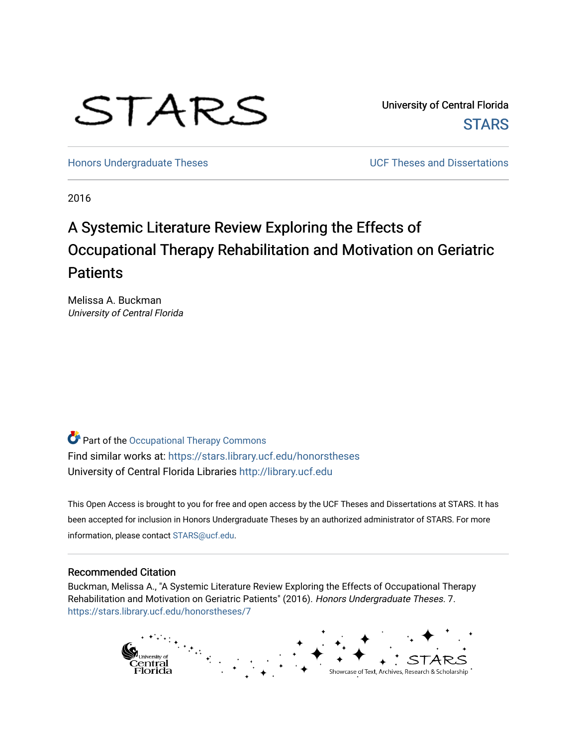STARS

University of Central Florida
STARS

Honors Undergraduate Theses

UCF Theses and Dissertations

2016

# A Systemic Literature Review Exploring the Effects of Occupational Therapy Rehabilitation and Motivation on Geriatric Patients

Melissa A. Buckman
*University of Central Florida*

Part of the Occupational Therapy Commons
Find similar works at: https://stars.library.ucf.edu/honorstheses
University of Central Florida Libraries http://library.ucf.edu

This Open Access is brought to you for free and open access by the UCF Theses and Dissertations at STARS. It has been accepted for inclusion in Honors Undergraduate Theses by an authorized administrator of STARS. For more information, please contact STARS@ucf.edu.

## Recommended Citation

Buckman, Melissa A., "A Systemic Literature Review Exploring the Effects of Occupational Therapy Rehabilitation and Motivation on Geriatric Patients" (2016). *Honors Undergraduate Theses*. 7.
https://stars.library.ucf.edu/honorstheses/7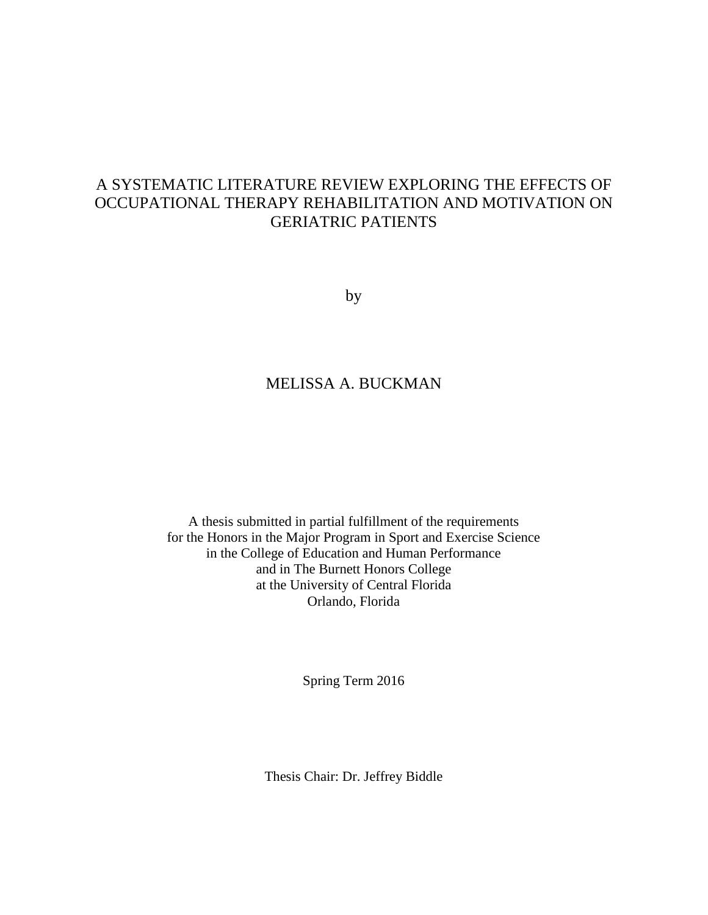# A SYSTEMATIC LITERATURE REVIEW EXPLORING THE EFFECTS OF OCCUPATIONAL THERAPY REHABILITATION AND MOTIVATION ON GERIATRIC PATIENTS

by

MELISSA A. BUCKMAN

A thesis submitted in partial fulfillment of the requirements
for the Honors in the Major Program in Sport and Exercise Science
in the College of Education and Human Performance
and in The Burnett Honors College
at the University of Central Florida
Orlando, Florida

Spring Term 2016

Thesis Chair: Dr. Jeffrey Biddle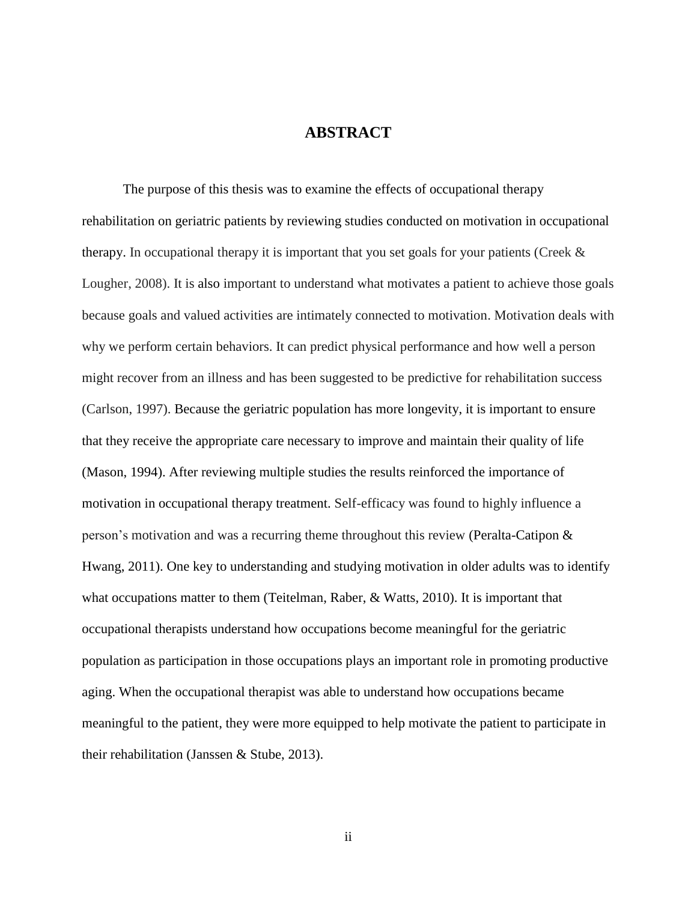# ABSTRACT

The purpose of this thesis was to examine the effects of occupational therapy rehabilitation on geriatric patients by reviewing studies conducted on motivation in occupational therapy. In occupational therapy it is important that you set goals for your patients (Creek & Lougher, 2008). It is also important to understand what motivates a patient to achieve those goals because goals and valued activities are intimately connected to motivation. Motivation deals with why we perform certain behaviors. It can predict physical performance and how well a person might recover from an illness and has been suggested to be predictive for rehabilitation success (Carlson, 1997). Because the geriatric population has more longevity, it is important to ensure that they receive the appropriate care necessary to improve and maintain their quality of life (Mason, 1994). After reviewing multiple studies the results reinforced the importance of motivation in occupational therapy treatment. Self-efficacy was found to highly influence a person's motivation and was a recurring theme throughout this review (Peralta-Catipon & Hwang, 2011). One key to understanding and studying motivation in older adults was to identify what occupations matter to them (Teitelman, Raber, & Watts, 2010). It is important that occupational therapists understand how occupations become meaningful for the geriatric population as participation in those occupations plays an important role in promoting productive aging. When the occupational therapist was able to understand how occupations became meaningful to the patient, they were more equipped to help motivate the patient to participate in their rehabilitation (Janssen & Stube, 2013).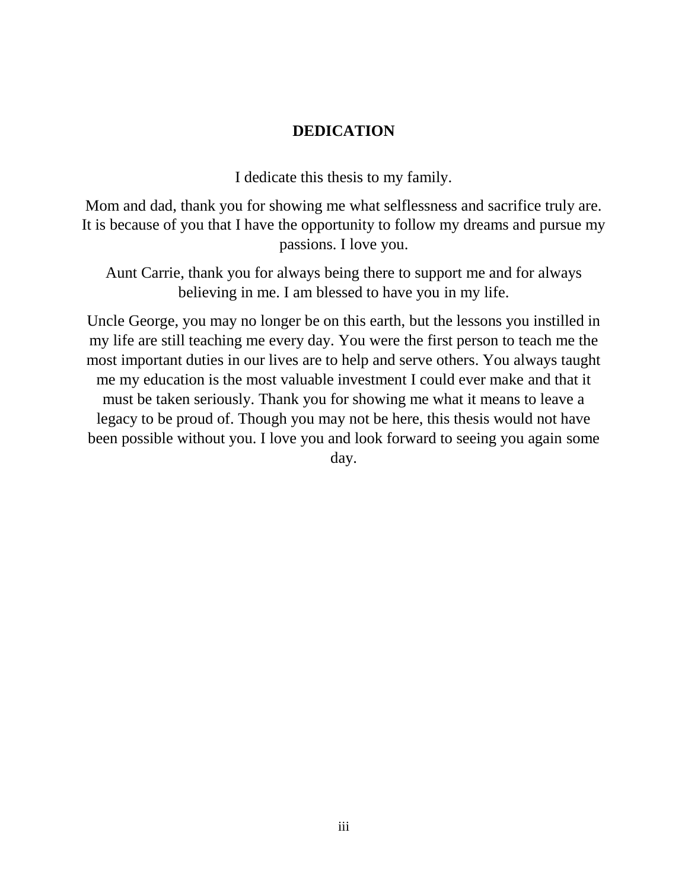# DEDICATION

I dedicate this thesis to my family.

Mom and dad, thank you for showing me what selflessness and sacrifice truly are. It is because of you that I have the opportunity to follow my dreams and pursue my passions. I love you.

Aunt Carrie, thank you for always being there to support me and for always believing in me. I am blessed to have you in my life.

Uncle George, you may no longer be on this earth, but the lessons you instilled in my life are still teaching me every day. You were the first person to teach me the most important duties in our lives are to help and serve others. You always taught me my education is the most valuable investment I could ever make and that it must be taken seriously. Thank you for showing me what it means to leave a legacy to be proud of. Though you may not be here, this thesis would not have been possible without you. I love you and look forward to seeing you again some day.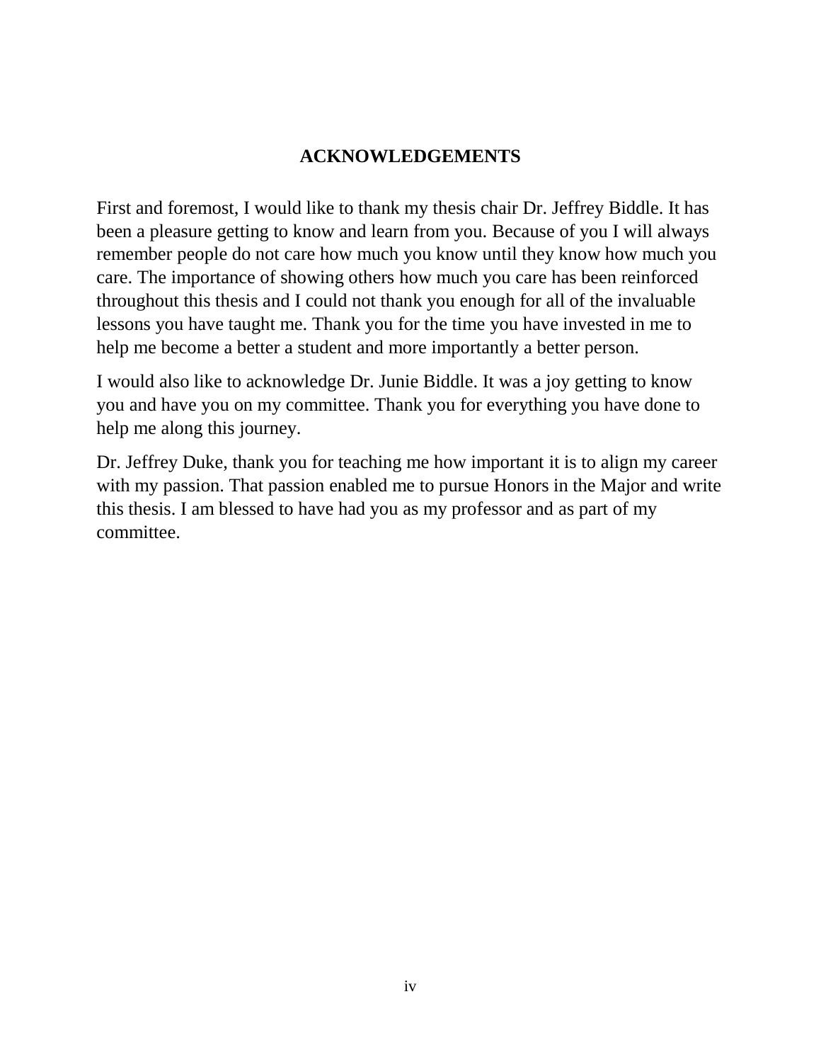## ACKNOWLEDGEMENTS

First and foremost, I would like to thank my thesis chair Dr. Jeffrey Biddle. It has been a pleasure getting to know and learn from you. Because of you I will always remember people do not care how much you know until they know how much you care. The importance of showing others how much you care has been reinforced throughout this thesis and I could not thank you enough for all of the invaluable lessons you have taught me. Thank you for the time you have invested in me to help me become a better a student and more importantly a better person.

I would also like to acknowledge Dr. Junie Biddle. It was a joy getting to know you and have you on my committee. Thank you for everything you have done to help me along this journey.

Dr. Jeffrey Duke, thank you for teaching me how important it is to align my career with my passion. That passion enabled me to pursue Honors in the Major and write this thesis. I am blessed to have had you as my professor and as part of my committee.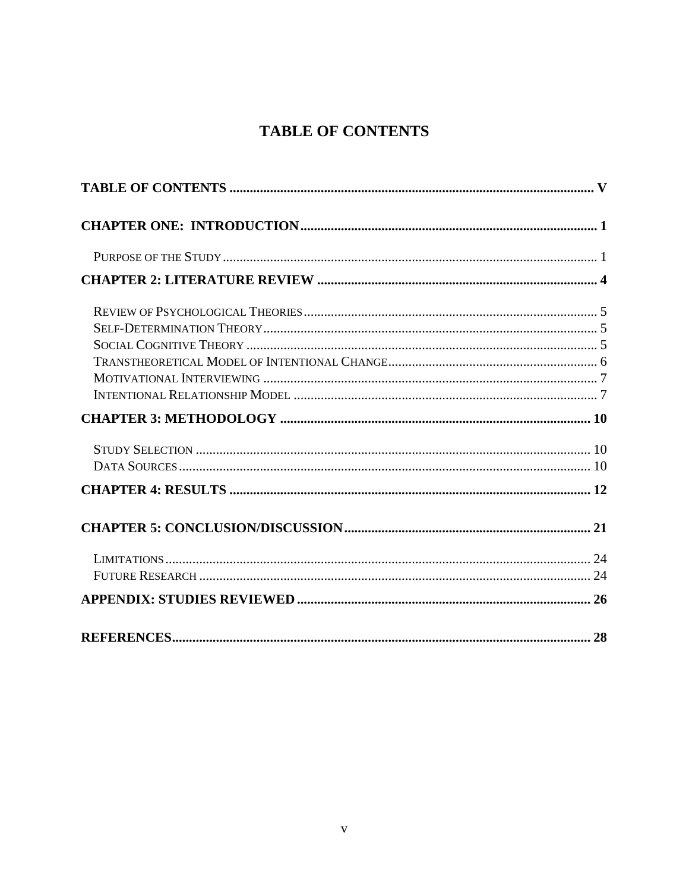# TABLE OF CONTENTS

**TABLE OF CONTENTS** ........................................................................................................ **V**

**CHAPTER ONE: INTRODUCTION** ...................................................................................... **1**

Purpose of the Study ................................................................................................................ 1

**CHAPTER 2: LITERATURE REVIEW** ................................................................................. **4**

Review of Psychological Theories ........................................................................................... 5
Self-Determination Theory ...................................................................................................... 5
Social Cognitive Theory ........................................................................................................... 5
Transtheoretical Model of Intentional Change .......................................................................... 6
Motivational Interviewing ........................................................................................................ 7
Intentional Relationship Model ............................................................................................... 7

**CHAPTER 3: METHODOLOGY** ........................................................................................ **10**

Study Selection ...................................................................................................................... 10
Data Sources .......................................................................................................................... 10

**CHAPTER 4: RESULTS** ....................................................................................................... **12**

**CHAPTER 5: CONCLUSION/DISCUSSION** ...................................................................... **21**

Limitations ............................................................................................................................. 24
Future Research ..................................................................................................................... 24

**APPENDIX: STUDIES REVIEWED** ..................................................................................... **26**

**REFERENCES** ..................................................................................................................... **28**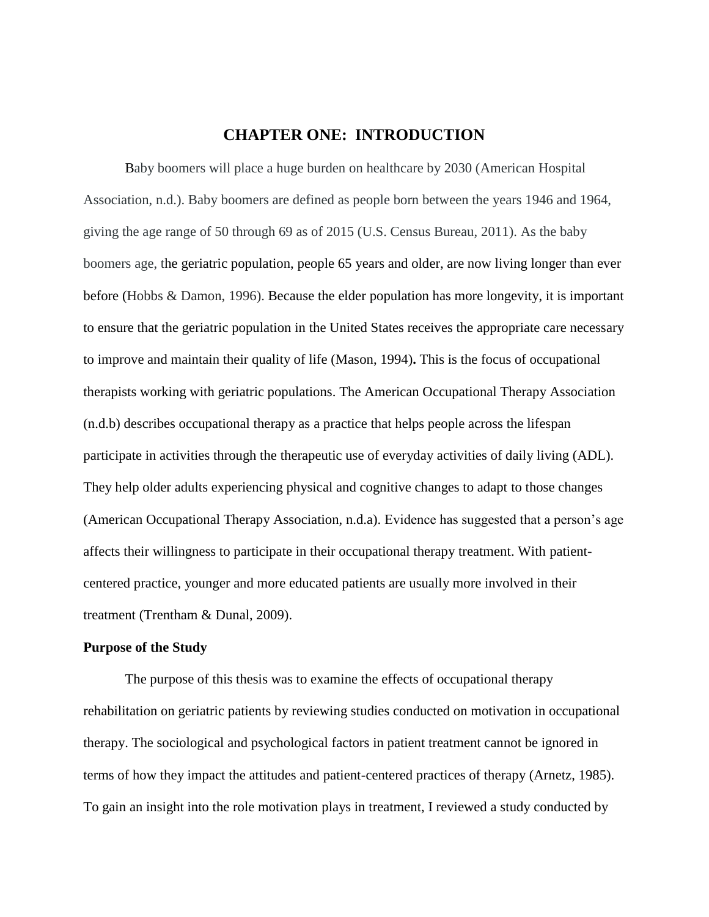# CHAPTER ONE: INTRODUCTION

Baby boomers will place a huge burden on healthcare by 2030 (American Hospital Association, n.d.). Baby boomers are defined as people born between the years 1946 and 1964, giving the age range of 50 through 69 as of 2015 (U.S. Census Bureau, 2011). As the baby boomers age, the geriatric population, people 65 years and older, are now living longer than ever before (Hobbs & Damon, 1996). Because the elder population has more longevity, it is important to ensure that the geriatric population in the United States receives the appropriate care necessary to improve and maintain their quality of life (Mason, 1994). This is the focus of occupational therapists working with geriatric populations. The American Occupational Therapy Association (n.d.b) describes occupational therapy as a practice that helps people across the lifespan participate in activities through the therapeutic use of everyday activities of daily living (ADL). They help older adults experiencing physical and cognitive changes to adapt to those changes (American Occupational Therapy Association, n.d.a). Evidence has suggested that a person's age affects their willingness to participate in their occupational therapy treatment. With patient-centered practice, younger and more educated patients are usually more involved in their treatment (Trentham & Dunal, 2009).

**Purpose of the Study**

The purpose of this thesis was to examine the effects of occupational therapy rehabilitation on geriatric patients by reviewing studies conducted on motivation in occupational therapy. The sociological and psychological factors in patient treatment cannot be ignored in terms of how they impact the attitudes and patient-centered practices of therapy (Arnetz, 1985). To gain an insight into the role motivation plays in treatment, I reviewed a study conducted by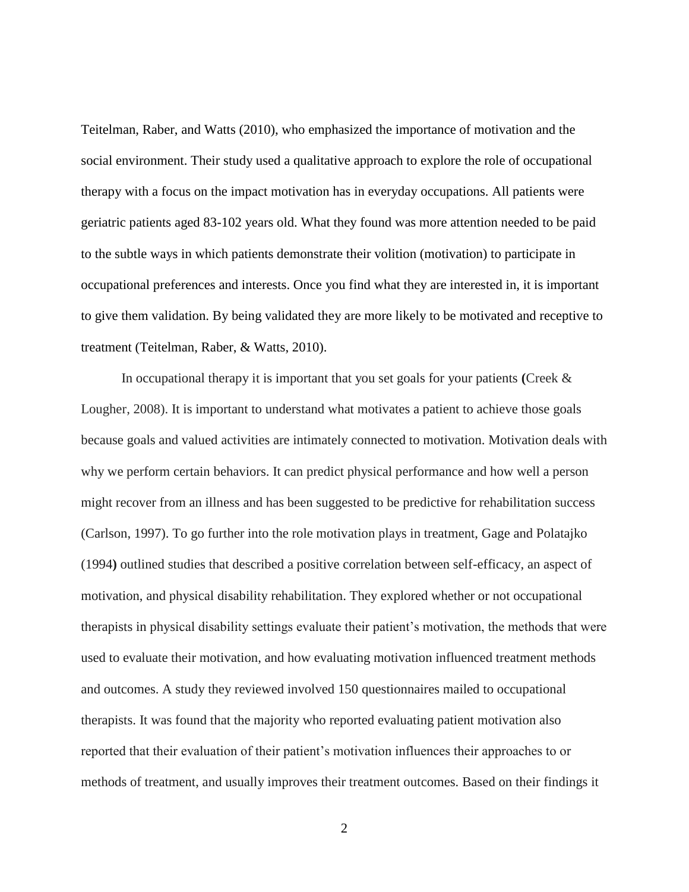Teitelman, Raber, and Watts (2010), who emphasized the importance of motivation and the social environment. Their study used a qualitative approach to explore the role of occupational therapy with a focus on the impact motivation has in everyday occupations. All patients were geriatric patients aged 83-102 years old. What they found was more attention needed to be paid to the subtle ways in which patients demonstrate their volition (motivation) to participate in occupational preferences and interests. Once you find what they are interested in, it is important to give them validation. By being validated they are more likely to be motivated and receptive to treatment (Teitelman, Raber, & Watts, 2010).

In occupational therapy it is important that you set goals for your patients **(**Creek & Lougher, 2008). It is important to understand what motivates a patient to achieve those goals because goals and valued activities are intimately connected to motivation. Motivation deals with why we perform certain behaviors. It can predict physical performance and how well a person might recover from an illness and has been suggested to be predictive for rehabilitation success (Carlson, 1997). To go further into the role motivation plays in treatment, Gage and Polatajko (1994**)** outlined studies that described a positive correlation between self-efficacy, an aspect of motivation, and physical disability rehabilitation. They explored whether or not occupational therapists in physical disability settings evaluate their patient's motivation, the methods that were used to evaluate their motivation, and how evaluating motivation influenced treatment methods and outcomes. A study they reviewed involved 150 questionnaires mailed to occupational therapists. It was found that the majority who reported evaluating patient motivation also reported that their evaluation of their patient's motivation influences their approaches to or methods of treatment, and usually improves their treatment outcomes. Based on their findings it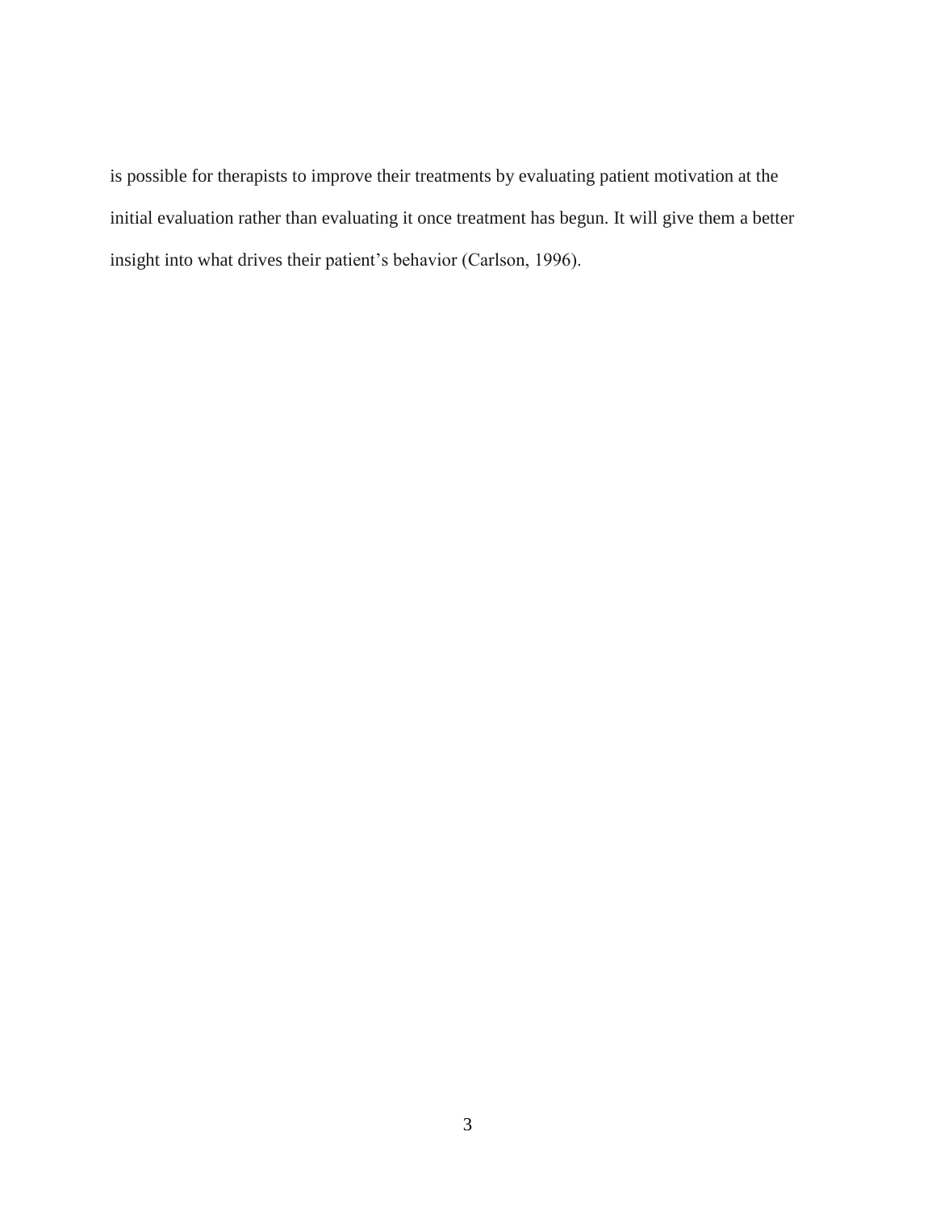is possible for therapists to improve their treatments by evaluating patient motivation at the initial evaluation rather than evaluating it once treatment has begun. It will give them a better insight into what drives their patient’s behavior (Carlson, 1996).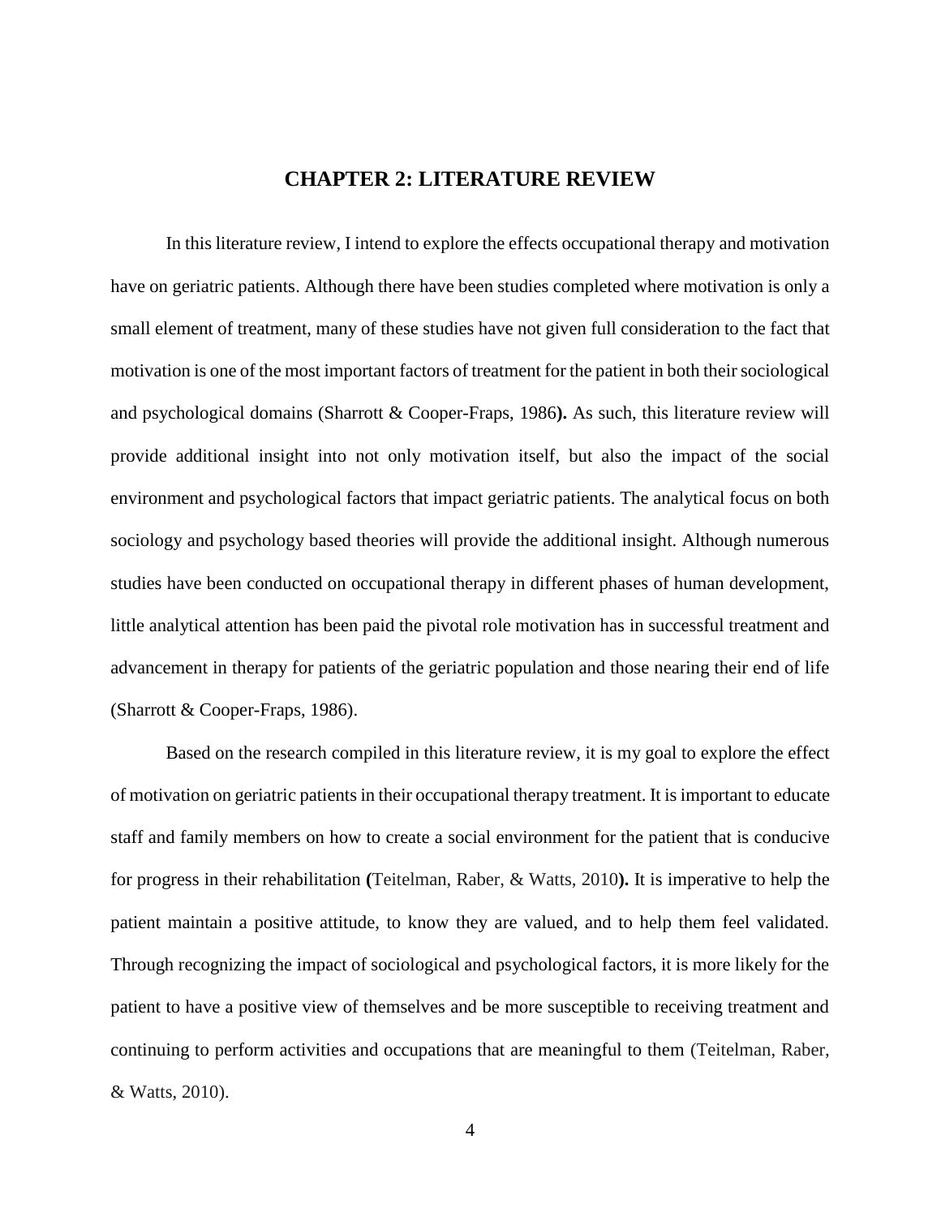# CHAPTER 2: LITERATURE REVIEW

In this literature review, I intend to explore the effects occupational therapy and motivation have on geriatric patients. Although there have been studies completed where motivation is only a small element of treatment, many of these studies have not given full consideration to the fact that motivation is one of the most important factors of treatment for the patient in both their sociological and psychological domains (Sharrott & Cooper-Fraps, 1986**).** As such, this literature review will provide additional insight into not only motivation itself, but also the impact of the social environment and psychological factors that impact geriatric patients. The analytical focus on both sociology and psychology based theories will provide the additional insight. Although numerous studies have been conducted on occupational therapy in different phases of human development, little analytical attention has been paid the pivotal role motivation has in successful treatment and advancement in therapy for patients of the geriatric population and those nearing their end of life (Sharrott & Cooper-Fraps, 1986).

Based on the research compiled in this literature review, it is my goal to explore the effect of motivation on geriatric patients in their occupational therapy treatment. It is important to educate staff and family members on how to create a social environment for the patient that is conducive for progress in their rehabilitation **(**Teitelman, Raber, & Watts, 2010**).** It is imperative to help the patient maintain a positive attitude, to know they are valued, and to help them feel validated. Through recognizing the impact of sociological and psychological factors, it is more likely for the patient to have a positive view of themselves and be more susceptible to receiving treatment and continuing to perform activities and occupations that are meaningful to them (Teitelman, Raber, & Watts, 2010).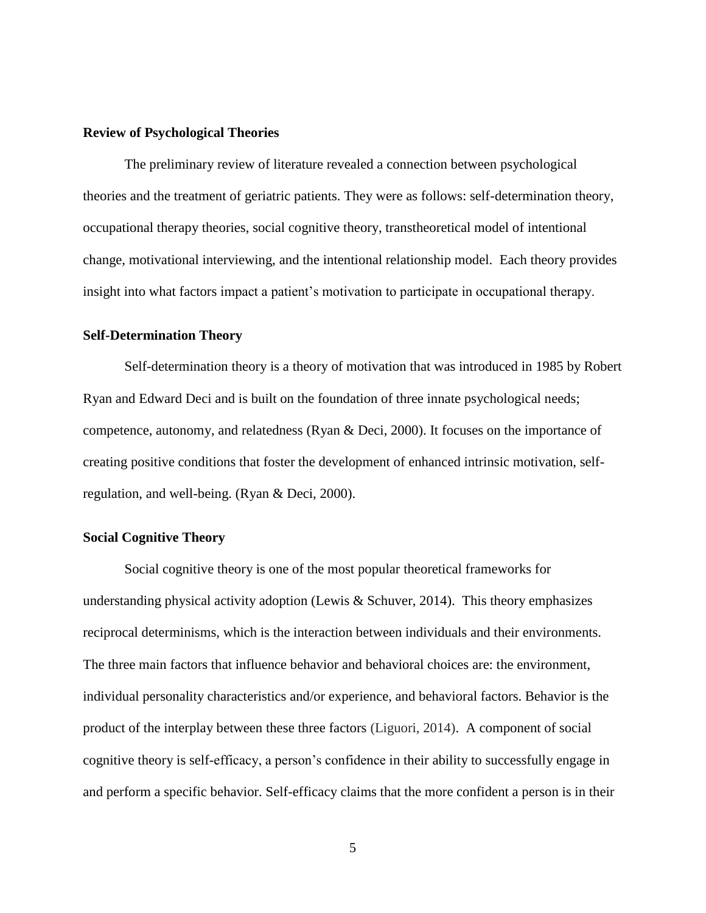## Review of Psychological Theories

The preliminary review of literature revealed a connection between psychological theories and the treatment of geriatric patients. They were as follows: self-determination theory, occupational therapy theories, social cognitive theory, transtheoretical model of intentional change, motivational interviewing, and the intentional relationship model. Each theory provides insight into what factors impact a patient's motivation to participate in occupational therapy.

## Self-Determination Theory

Self-determination theory is a theory of motivation that was introduced in 1985 by Robert Ryan and Edward Deci and is built on the foundation of three innate psychological needs; competence, autonomy, and relatedness (Ryan & Deci, 2000). It focuses on the importance of creating positive conditions that foster the development of enhanced intrinsic motivation, self-regulation, and well-being. (Ryan & Deci, 2000).

## Social Cognitive Theory

Social cognitive theory is one of the most popular theoretical frameworks for understanding physical activity adoption (Lewis & Schuver, 2014). This theory emphasizes reciprocal determinisms, which is the interaction between individuals and their environments. The three main factors that influence behavior and behavioral choices are: the environment, individual personality characteristics and/or experience, and behavioral factors. Behavior is the product of the interplay between these three factors (Liguori, 2014). A component of social cognitive theory is self-efficacy, a person's confidence in their ability to successfully engage in and perform a specific behavior. Self-efficacy claims that the more confident a person is in their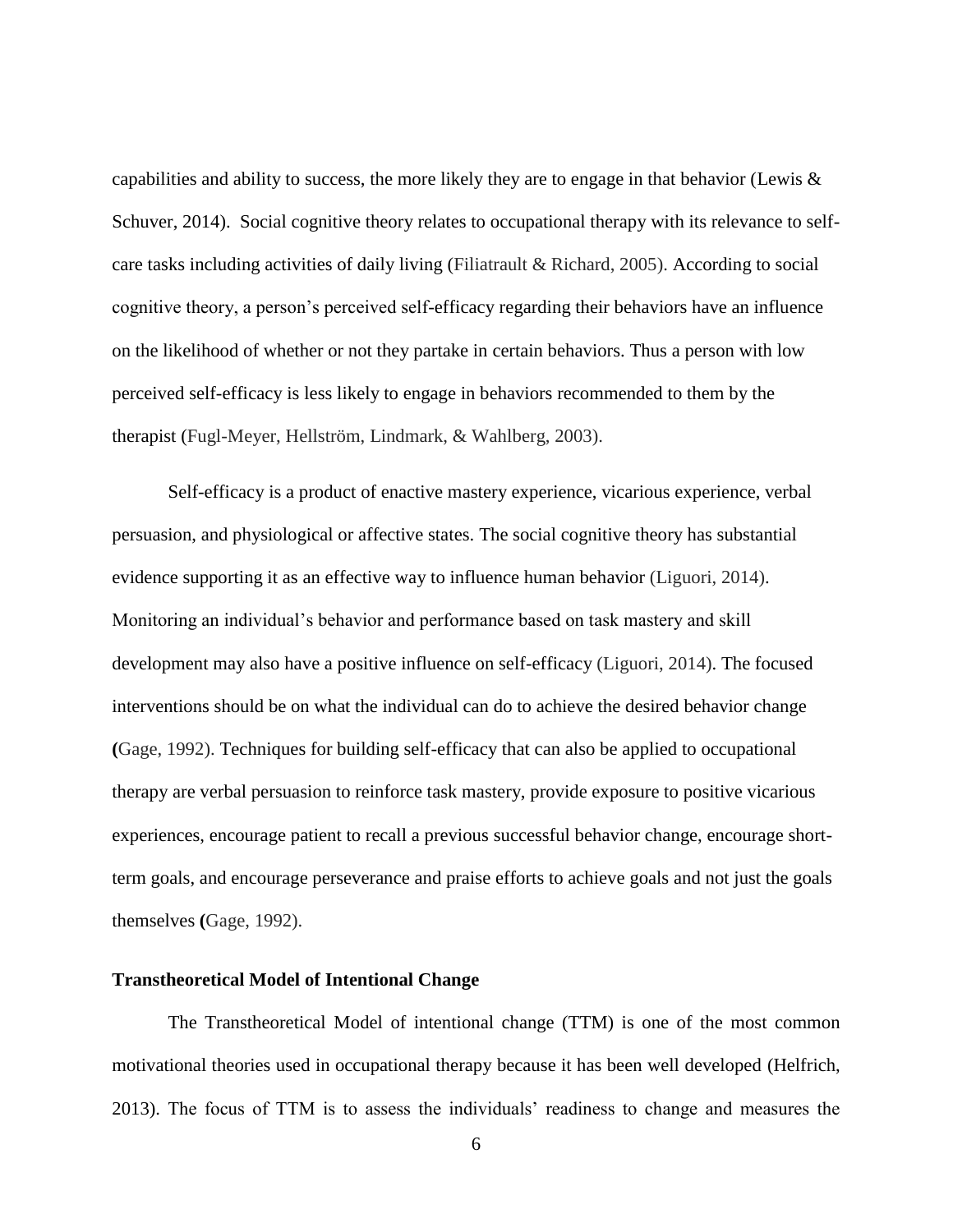capabilities and ability to success, the more likely they are to engage in that behavior (Lewis & Schuver, 2014). Social cognitive theory relates to occupational therapy with its relevance to self-care tasks including activities of daily living (Filiatrault & Richard, 2005). According to social cognitive theory, a person's perceived self-efficacy regarding their behaviors have an influence on the likelihood of whether or not they partake in certain behaviors. Thus a person with low perceived self-efficacy is less likely to engage in behaviors recommended to them by the therapist (Fugl-Meyer, Hellström, Lindmark, & Wahlberg, 2003).

Self-efficacy is a product of enactive mastery experience, vicarious experience, verbal persuasion, and physiological or affective states. The social cognitive theory has substantial evidence supporting it as an effective way to influence human behavior (Liguori, 2014). Monitoring an individual's behavior and performance based on task mastery and skill development may also have a positive influence on self-efficacy (Liguori, 2014). The focused interventions should be on what the individual can do to achieve the desired behavior change (Gage, 1992). Techniques for building self-efficacy that can also be applied to occupational therapy are verbal persuasion to reinforce task mastery, provide exposure to positive vicarious experiences, encourage patient to recall a previous successful behavior change, encourage short-term goals, and encourage perseverance and praise efforts to achieve goals and not just the goals themselves (Gage, 1992).

**Transtheoretical Model of Intentional Change**

The Transtheoretical Model of intentional change (TTM) is one of the most common motivational theories used in occupational therapy because it has been well developed (Helfrich, 2013). The focus of TTM is to assess the individuals' readiness to change and measures the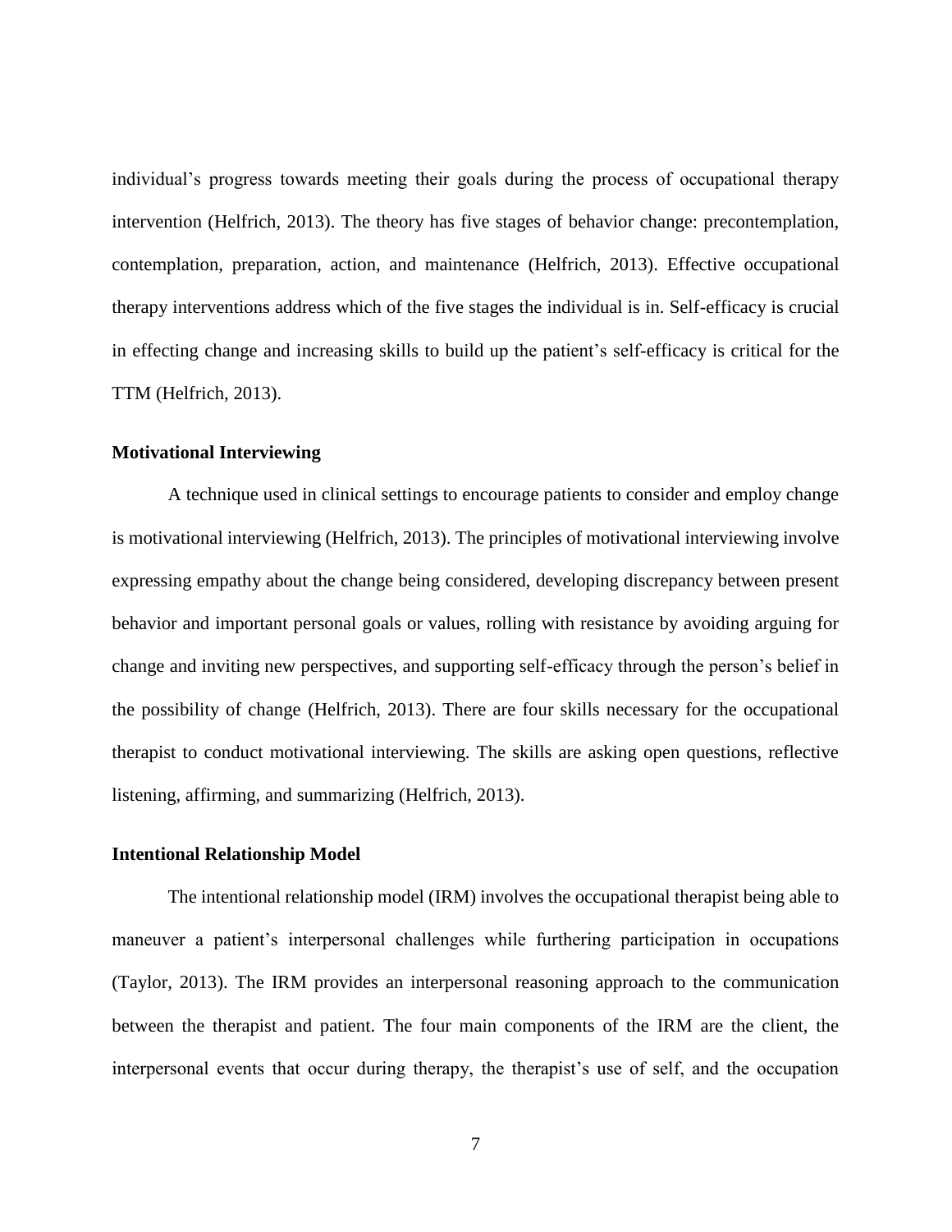individual's progress towards meeting their goals during the process of occupational therapy intervention (Helfrich, 2013). The theory has five stages of behavior change: precontemplation, contemplation, preparation, action, and maintenance (Helfrich, 2013). Effective occupational therapy interventions address which of the five stages the individual is in. Self-efficacy is crucial in effecting change and increasing skills to build up the patient's self-efficacy is critical for the TTM (Helfrich, 2013).

### Motivational Interviewing

A technique used in clinical settings to encourage patients to consider and employ change is motivational interviewing (Helfrich, 2013). The principles of motivational interviewing involve expressing empathy about the change being considered, developing discrepancy between present behavior and important personal goals or values, rolling with resistance by avoiding arguing for change and inviting new perspectives, and supporting self-efficacy through the person's belief in the possibility of change (Helfrich, 2013). There are four skills necessary for the occupational therapist to conduct motivational interviewing. The skills are asking open questions, reflective listening, affirming, and summarizing (Helfrich, 2013).

### Intentional Relationship Model

The intentional relationship model (IRM) involves the occupational therapist being able to maneuver a patient's interpersonal challenges while furthering participation in occupations (Taylor, 2013). The IRM provides an interpersonal reasoning approach to the communication between the therapist and patient. The four main components of the IRM are the client, the interpersonal events that occur during therapy, the therapist's use of self, and the occupation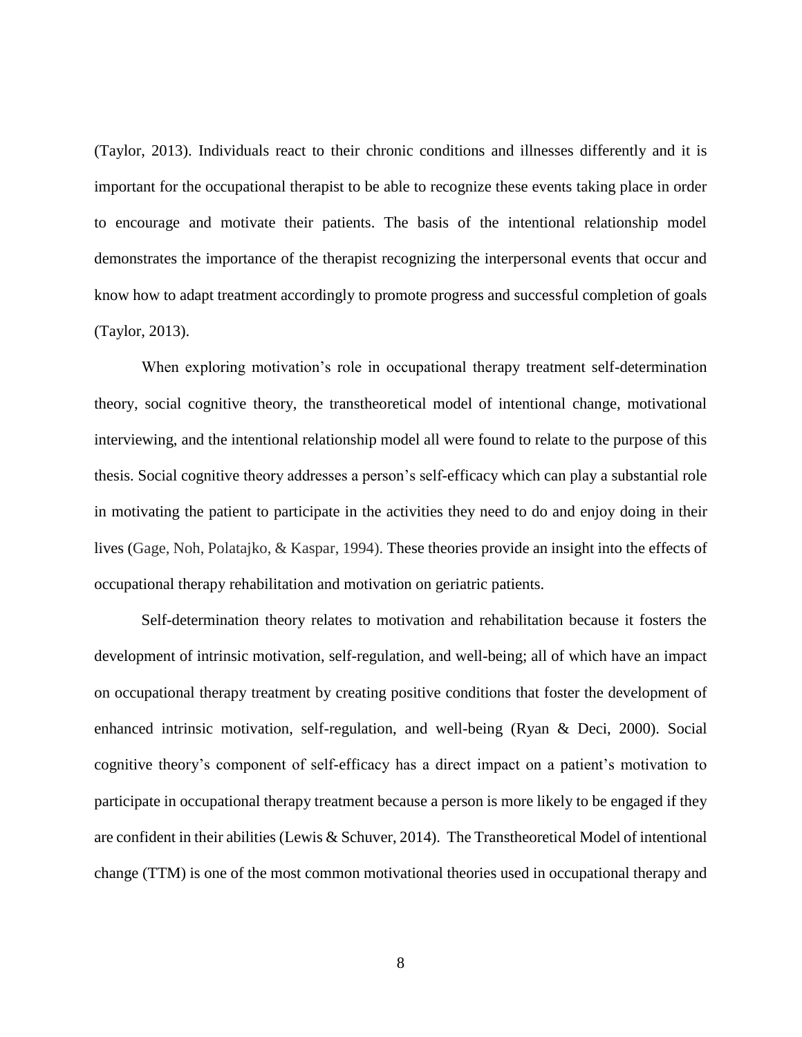(Taylor, 2013). Individuals react to their chronic conditions and illnesses differently and it is important for the occupational therapist to be able to recognize these events taking place in order to encourage and motivate their patients. The basis of the intentional relationship model demonstrates the importance of the therapist recognizing the interpersonal events that occur and know how to adapt treatment accordingly to promote progress and successful completion of goals (Taylor, 2013).

When exploring motivation's role in occupational therapy treatment self-determination theory, social cognitive theory, the transtheoretical model of intentional change, motivational interviewing, and the intentional relationship model all were found to relate to the purpose of this thesis. Social cognitive theory addresses a person's self-efficacy which can play a substantial role in motivating the patient to participate in the activities they need to do and enjoy doing in their lives (Gage, Noh, Polatajko, & Kaspar, 1994). These theories provide an insight into the effects of occupational therapy rehabilitation and motivation on geriatric patients.

Self-determination theory relates to motivation and rehabilitation because it fosters the development of intrinsic motivation, self-regulation, and well-being; all of which have an impact on occupational therapy treatment by creating positive conditions that foster the development of enhanced intrinsic motivation, self-regulation, and well-being (Ryan & Deci, 2000). Social cognitive theory's component of self-efficacy has a direct impact on a patient's motivation to participate in occupational therapy treatment because a person is more likely to be engaged if they are confident in their abilities (Lewis & Schuver, 2014). The Transtheoretical Model of intentional change (TTM) is one of the most common motivational theories used in occupational therapy and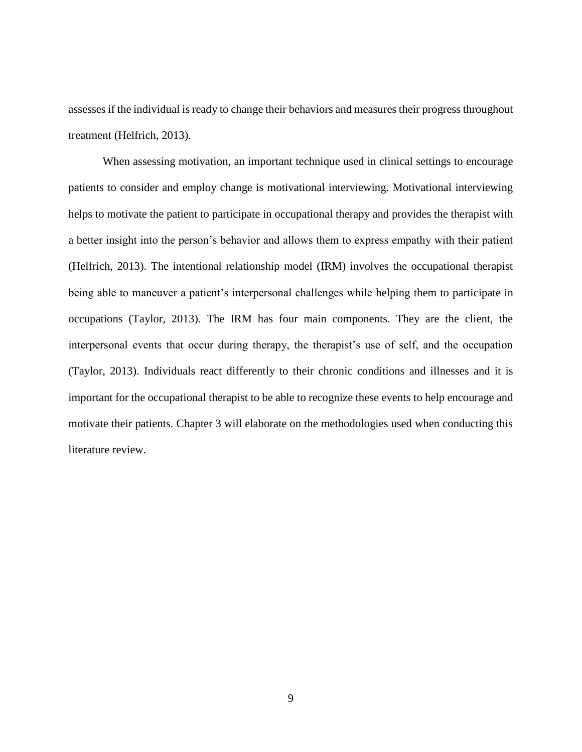assesses if the individual is ready to change their behaviors and measures their progress throughout treatment (Helfrich, 2013).

When assessing motivation, an important technique used in clinical settings to encourage patients to consider and employ change is motivational interviewing. Motivational interviewing helps to motivate the patient to participate in occupational therapy and provides the therapist with a better insight into the person's behavior and allows them to express empathy with their patient (Helfrich, 2013). The intentional relationship model (IRM) involves the occupational therapist being able to maneuver a patient's interpersonal challenges while helping them to participate in occupations (Taylor, 2013). The IRM has four main components. They are the client, the interpersonal events that occur during therapy, the therapist's use of self, and the occupation (Taylor, 2013). Individuals react differently to their chronic conditions and illnesses and it is important for the occupational therapist to be able to recognize these events to help encourage and motivate their patients. Chapter 3 will elaborate on the methodologies used when conducting this literature review.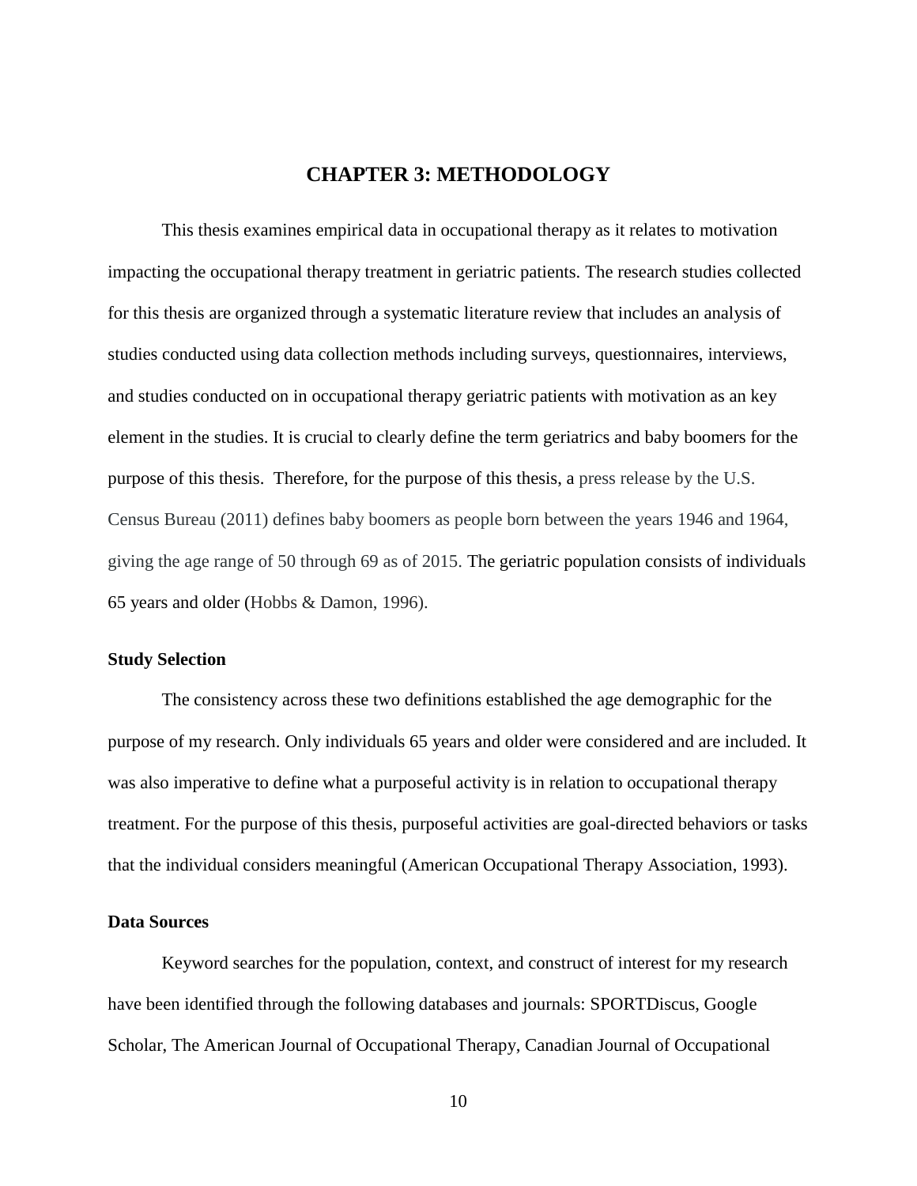# CHAPTER 3: METHODOLOGY

This thesis examines empirical data in occupational therapy as it relates to motivation impacting the occupational therapy treatment in geriatric patients. The research studies collected for this thesis are organized through a systematic literature review that includes an analysis of studies conducted using data collection methods including surveys, questionnaires, interviews, and studies conducted on in occupational therapy geriatric patients with motivation as an key element in the studies. It is crucial to clearly define the term geriatrics and baby boomers for the purpose of this thesis.  Therefore, for the purpose of this thesis, a press release by the U.S. Census Bureau (2011) defines baby boomers as people born between the years 1946 and 1964, giving the age range of 50 through 69 as of 2015. The geriatric population consists of individuals 65 years and older (Hobbs & Damon, 1996).

### Study Selection

The consistency across these two definitions established the age demographic for the purpose of my research. Only individuals 65 years and older were considered and are included. It was also imperative to define what a purposeful activity is in relation to occupational therapy treatment. For the purpose of this thesis, purposeful activities are goal-directed behaviors or tasks that the individual considers meaningful (American Occupational Therapy Association, 1993).

### Data Sources

Keyword searches for the population, context, and construct of interest for my research have been identified through the following databases and journals: SPORTDiscus, Google Scholar, The American Journal of Occupational Therapy, Canadian Journal of Occupational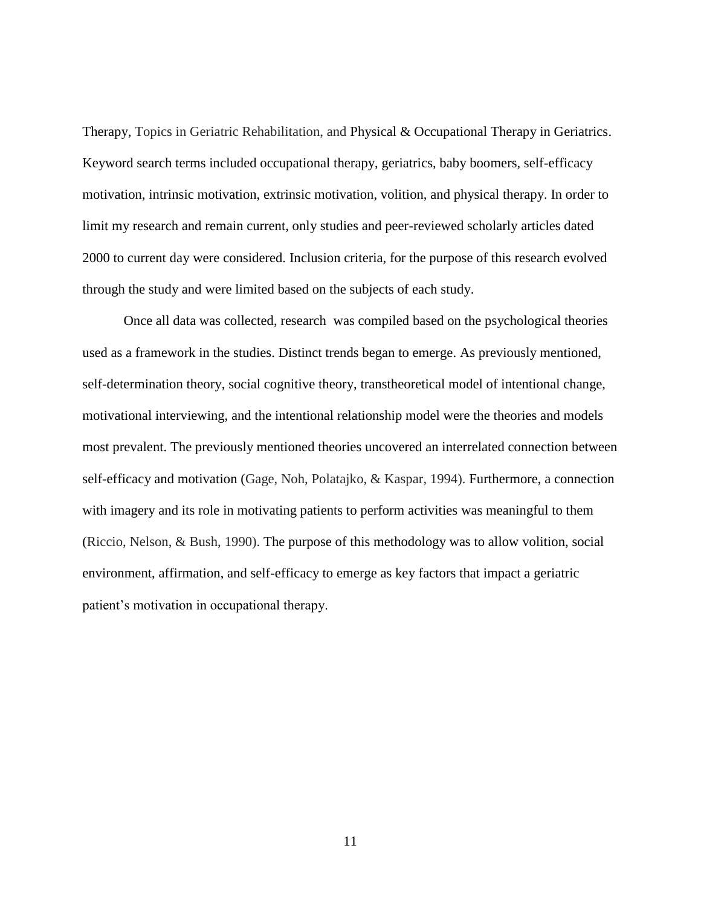Therapy, Topics in Geriatric Rehabilitation, and Physical & Occupational Therapy in Geriatrics. Keyword search terms included occupational therapy, geriatrics, baby boomers, self-efficacy motivation, intrinsic motivation, extrinsic motivation, volition, and physical therapy. In order to limit my research and remain current, only studies and peer-reviewed scholarly articles dated 2000 to current day were considered. Inclusion criteria, for the purpose of this research evolved through the study and were limited based on the subjects of each study.

Once all data was collected, research was compiled based on the psychological theories used as a framework in the studies. Distinct trends began to emerge. As previously mentioned, self-determination theory, social cognitive theory, transtheoretical model of intentional change, motivational interviewing, and the intentional relationship model were the theories and models most prevalent. The previously mentioned theories uncovered an interrelated connection between self-efficacy and motivation (Gage, Noh, Polatajko, & Kaspar, 1994). Furthermore, a connection with imagery and its role in motivating patients to perform activities was meaningful to them (Riccio, Nelson, & Bush, 1990). The purpose of this methodology was to allow volition, social environment, affirmation, and self-efficacy to emerge as key factors that impact a geriatric patient's motivation in occupational therapy.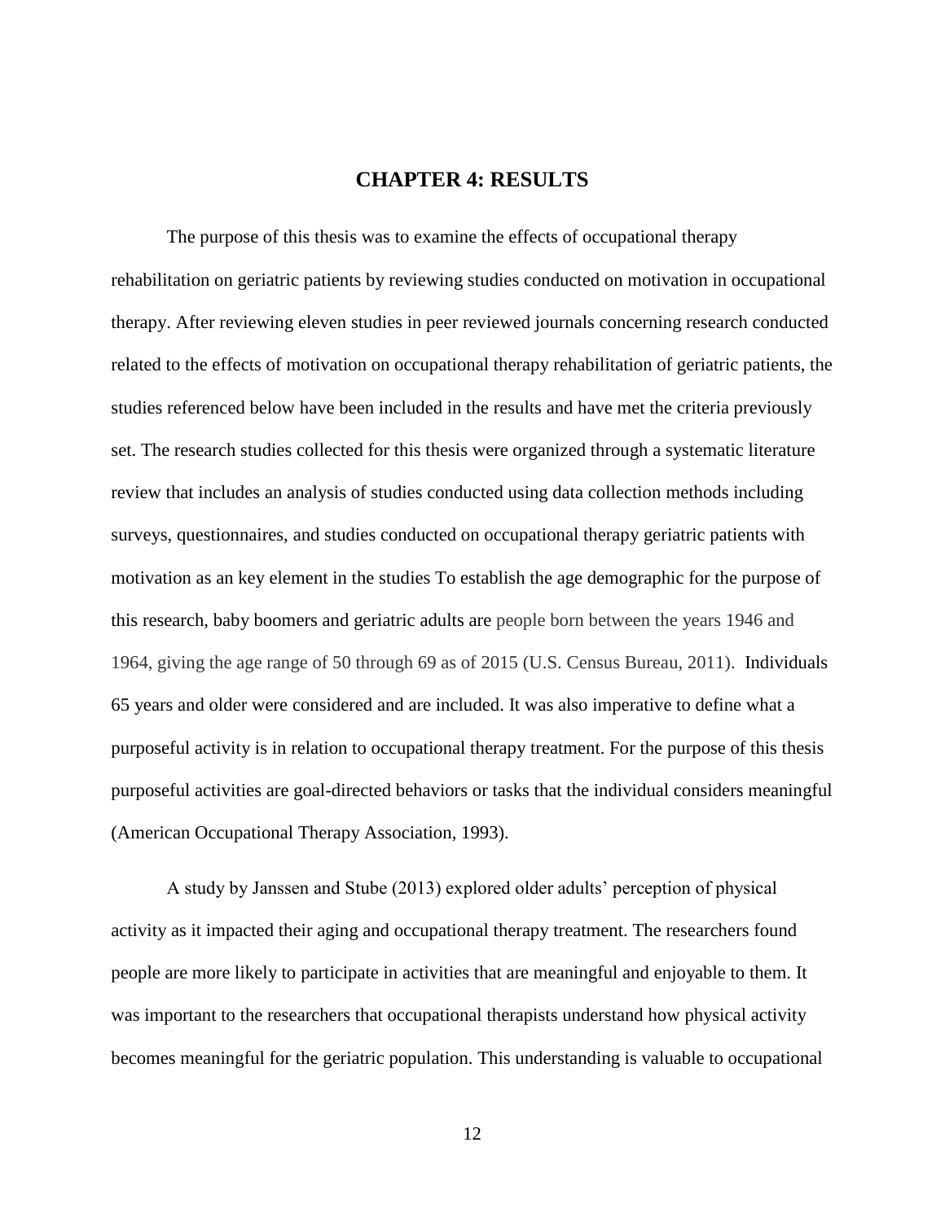# CHAPTER 4: RESULTS

The purpose of this thesis was to examine the effects of occupational therapy rehabilitation on geriatric patients by reviewing studies conducted on motivation in occupational therapy. After reviewing eleven studies in peer reviewed journals concerning research conducted related to the effects of motivation on occupational therapy rehabilitation of geriatric patients, the studies referenced below have been included in the results and have met the criteria previously set. The research studies collected for this thesis were organized through a systematic literature review that includes an analysis of studies conducted using data collection methods including surveys, questionnaires, and studies conducted on occupational therapy geriatric patients with motivation as an key element in the studies To establish the age demographic for the purpose of this research, baby boomers and geriatric adults are people born between the years 1946 and 1964, giving the age range of 50 through 69 as of 2015 (U.S. Census Bureau, 2011). Individuals 65 years and older were considered and are included. It was also imperative to define what a purposeful activity is in relation to occupational therapy treatment. For the purpose of this thesis purposeful activities are goal-directed behaviors or tasks that the individual considers meaningful (American Occupational Therapy Association, 1993).

A study by Janssen and Stube (2013) explored older adults' perception of physical activity as it impacted their aging and occupational therapy treatment. The researchers found people are more likely to participate in activities that are meaningful and enjoyable to them. It was important to the researchers that occupational therapists understand how physical activity becomes meaningful for the geriatric population. This understanding is valuable to occupational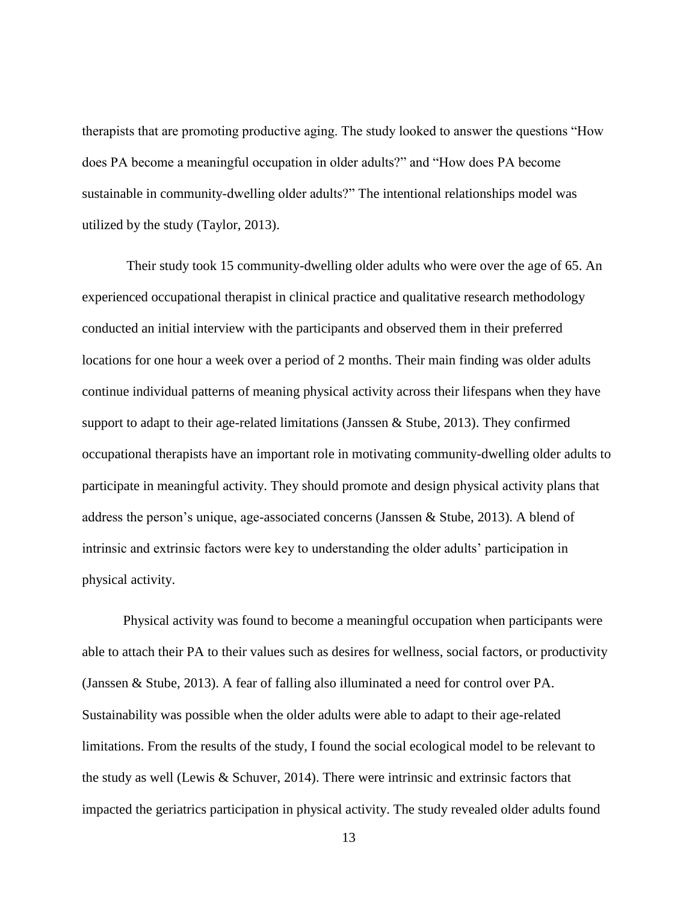therapists that are promoting productive aging. The study looked to answer the questions "How does PA become a meaningful occupation in older adults?" and "How does PA become sustainable in community-dwelling older adults?" The intentional relationships model was utilized by the study (Taylor, 2013).

Their study took 15 community-dwelling older adults who were over the age of 65. An experienced occupational therapist in clinical practice and qualitative research methodology conducted an initial interview with the participants and observed them in their preferred locations for one hour a week over a period of 2 months. Their main finding was older adults continue individual patterns of meaning physical activity across their lifespans when they have support to adapt to their age-related limitations (Janssen & Stube, 2013). They confirmed occupational therapists have an important role in motivating community-dwelling older adults to participate in meaningful activity. They should promote and design physical activity plans that address the person's unique, age-associated concerns (Janssen & Stube, 2013). A blend of intrinsic and extrinsic factors were key to understanding the older adults' participation in physical activity.

Physical activity was found to become a meaningful occupation when participants were able to attach their PA to their values such as desires for wellness, social factors, or productivity (Janssen & Stube, 2013). A fear of falling also illuminated a need for control over PA. Sustainability was possible when the older adults were able to adapt to their age-related limitations. From the results of the study, I found the social ecological model to be relevant to the study as well (Lewis & Schuver, 2014). There were intrinsic and extrinsic factors that impacted the geriatrics participation in physical activity. The study revealed older adults found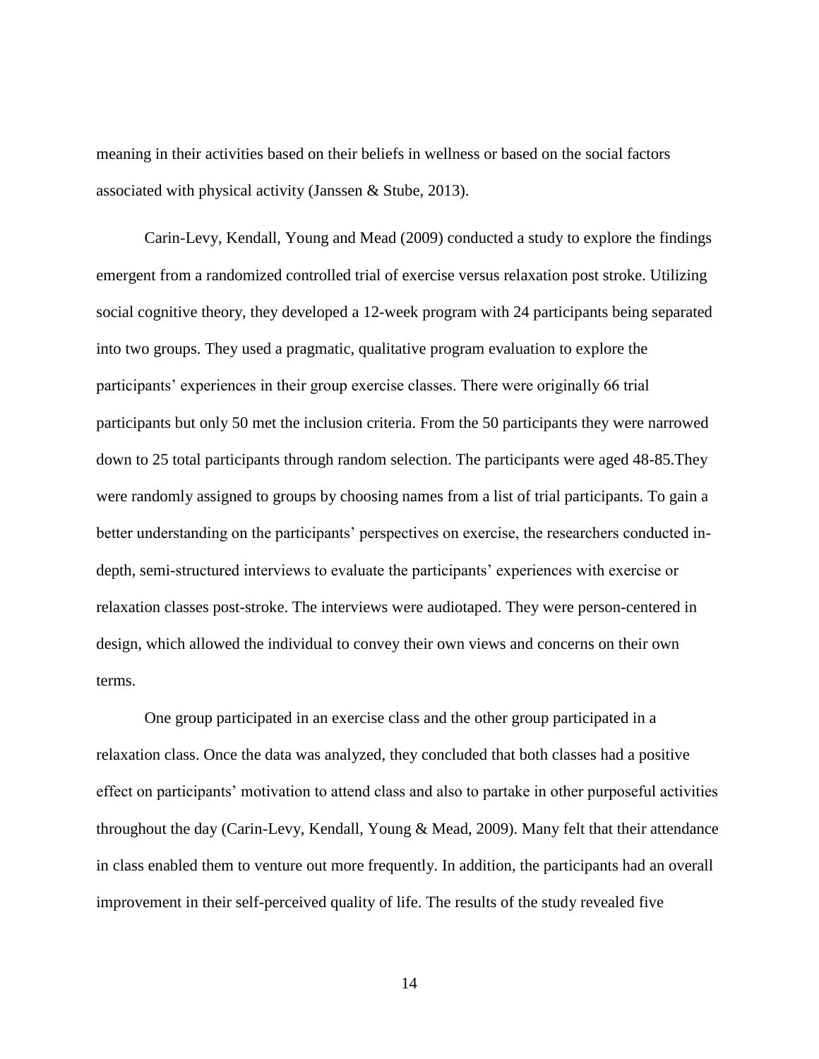meaning in their activities based on their beliefs in wellness or based on the social factors associated with physical activity (Janssen & Stube, 2013).

Carin-Levy, Kendall, Young and Mead (2009) conducted a study to explore the findings emergent from a randomized controlled trial of exercise versus relaxation post stroke. Utilizing social cognitive theory, they developed a 12-week program with 24 participants being separated into two groups. They used a pragmatic, qualitative program evaluation to explore the participants' experiences in their group exercise classes. There were originally 66 trial participants but only 50 met the inclusion criteria. From the 50 participants they were narrowed down to 25 total participants through random selection. The participants were aged 48-85.They were randomly assigned to groups by choosing names from a list of trial participants. To gain a better understanding on the participants' perspectives on exercise, the researchers conducted in-depth, semi-structured interviews to evaluate the participants' experiences with exercise or relaxation classes post-stroke. The interviews were audiotaped. They were person-centered in design, which allowed the individual to convey their own views and concerns on their own terms.

One group participated in an exercise class and the other group participated in a relaxation class. Once the data was analyzed, they concluded that both classes had a positive effect on participants' motivation to attend class and also to partake in other purposeful activities throughout the day (Carin-Levy, Kendall, Young & Mead, 2009). Many felt that their attendance in class enabled them to venture out more frequently. In addition, the participants had an overall improvement in their self-perceived quality of life. The results of the study revealed five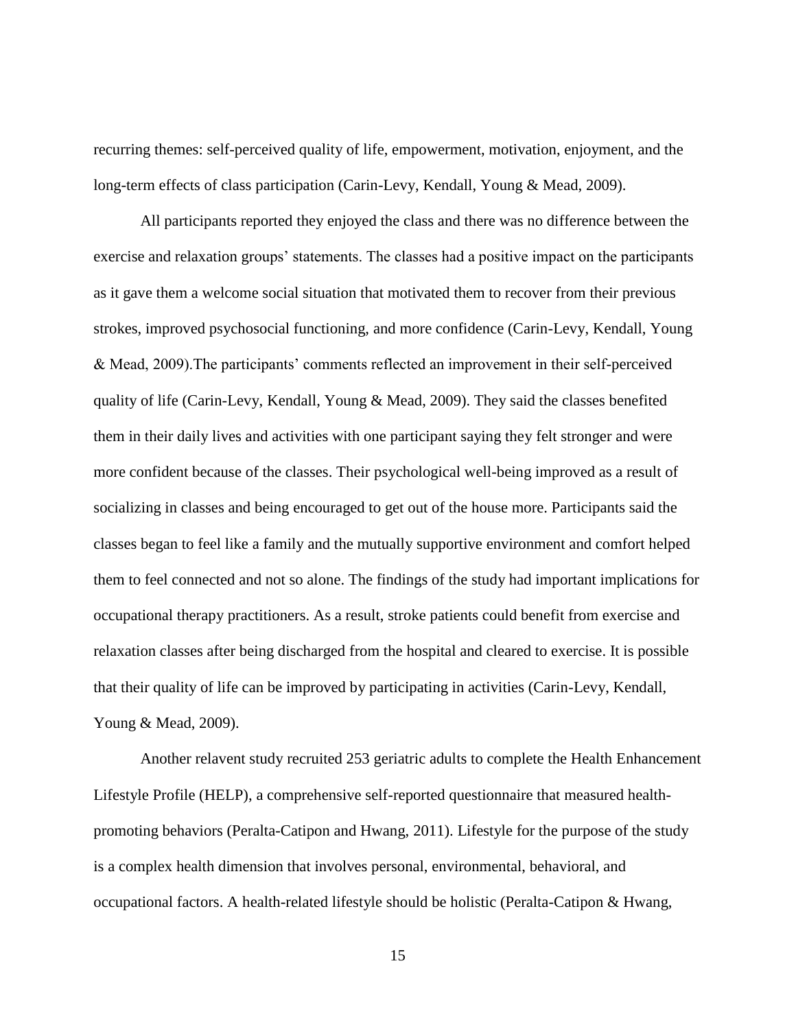recurring themes: self-perceived quality of life, empowerment, motivation, enjoyment, and the long-term effects of class participation (Carin-Levy, Kendall, Young & Mead, 2009).

All participants reported they enjoyed the class and there was no difference between the exercise and relaxation groups' statements. The classes had a positive impact on the participants as it gave them a welcome social situation that motivated them to recover from their previous strokes, improved psychosocial functioning, and more confidence (Carin-Levy, Kendall, Young & Mead, 2009).The participants' comments reflected an improvement in their self-perceived quality of life (Carin-Levy, Kendall, Young & Mead, 2009). They said the classes benefited them in their daily lives and activities with one participant saying they felt stronger and were more confident because of the classes. Their psychological well-being improved as a result of socializing in classes and being encouraged to get out of the house more. Participants said the classes began to feel like a family and the mutually supportive environment and comfort helped them to feel connected and not so alone. The findings of the study had important implications for occupational therapy practitioners. As a result, stroke patients could benefit from exercise and relaxation classes after being discharged from the hospital and cleared to exercise. It is possible that their quality of life can be improved by participating in activities (Carin-Levy, Kendall, Young & Mead, 2009).

Another relavent study recruited 253 geriatric adults to complete the Health Enhancement Lifestyle Profile (HELP), a comprehensive self-reported questionnaire that measured health-promoting behaviors (Peralta-Catipon and Hwang, 2011). Lifestyle for the purpose of the study is a complex health dimension that involves personal, environmental, behavioral, and occupational factors. A health-related lifestyle should be holistic (Peralta-Catipon & Hwang,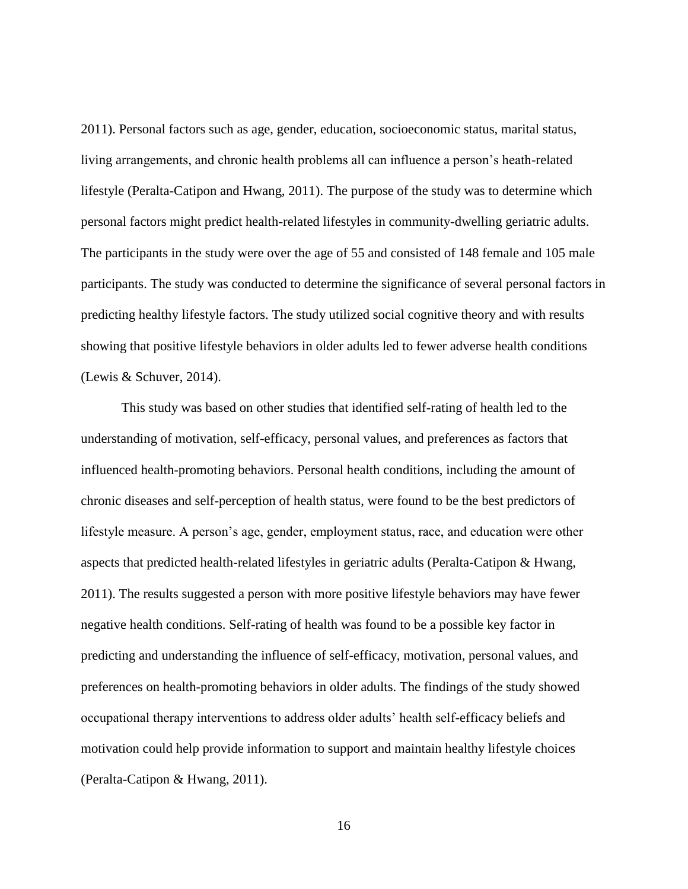2011). Personal factors such as age, gender, education, socioeconomic status, marital status, living arrangements, and chronic health problems all can influence a person's heath-related lifestyle (Peralta-Catipon and Hwang, 2011). The purpose of the study was to determine which personal factors might predict health-related lifestyles in community-dwelling geriatric adults. The participants in the study were over the age of 55 and consisted of 148 female and 105 male participants. The study was conducted to determine the significance of several personal factors in predicting healthy lifestyle factors. The study utilized social cognitive theory and with results showing that positive lifestyle behaviors in older adults led to fewer adverse health conditions (Lewis & Schuver, 2014).

This study was based on other studies that identified self-rating of health led to the understanding of motivation, self-efficacy, personal values, and preferences as factors that influenced health-promoting behaviors. Personal health conditions, including the amount of chronic diseases and self-perception of health status, were found to be the best predictors of lifestyle measure. A person's age, gender, employment status, race, and education were other aspects that predicted health-related lifestyles in geriatric adults (Peralta-Catipon & Hwang, 2011). The results suggested a person with more positive lifestyle behaviors may have fewer negative health conditions. Self-rating of health was found to be a possible key factor in predicting and understanding the influence of self-efficacy, motivation, personal values, and preferences on health-promoting behaviors in older adults. The findings of the study showed occupational therapy interventions to address older adults' health self-efficacy beliefs and motivation could help provide information to support and maintain healthy lifestyle choices (Peralta-Catipon & Hwang, 2011).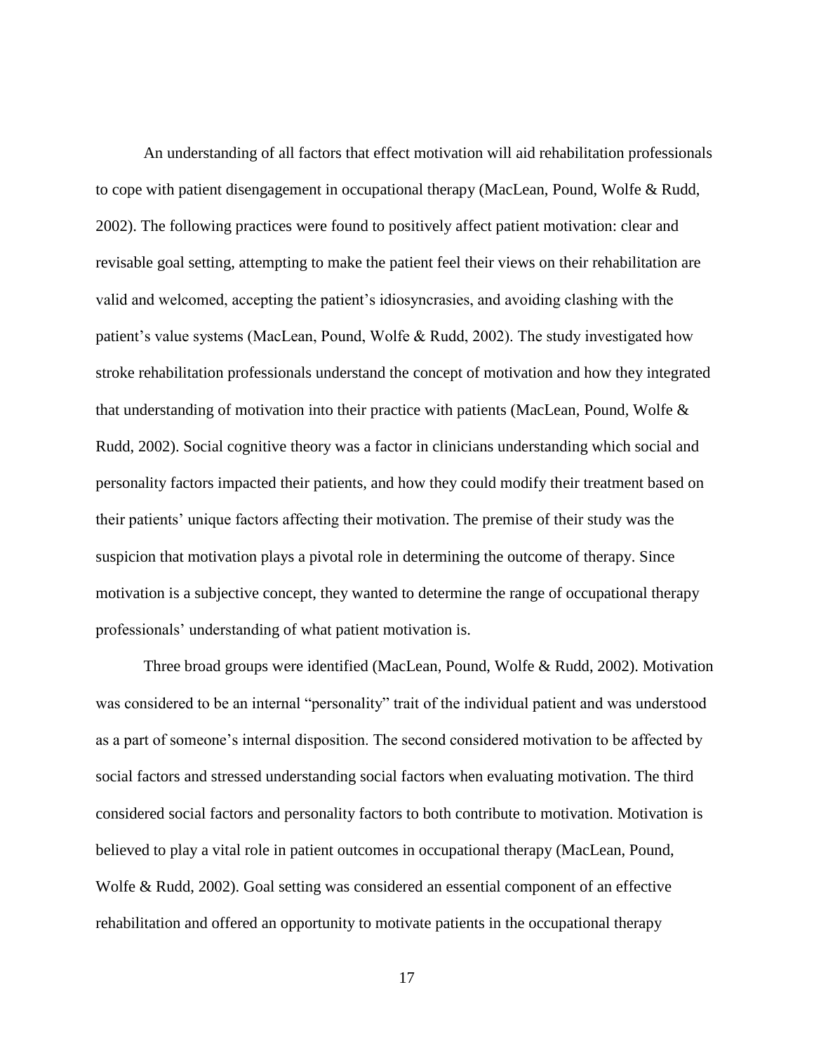An understanding of all factors that effect motivation will aid rehabilitation professionals to cope with patient disengagement in occupational therapy (MacLean, Pound, Wolfe & Rudd, 2002). The following practices were found to positively affect patient motivation: clear and revisable goal setting, attempting to make the patient feel their views on their rehabilitation are valid and welcomed, accepting the patient's idiosyncrasies, and avoiding clashing with the patient's value systems (MacLean, Pound, Wolfe & Rudd, 2002). The study investigated how stroke rehabilitation professionals understand the concept of motivation and how they integrated that understanding of motivation into their practice with patients (MacLean, Pound, Wolfe & Rudd, 2002). Social cognitive theory was a factor in clinicians understanding which social and personality factors impacted their patients, and how they could modify their treatment based on their patients' unique factors affecting their motivation. The premise of their study was the suspicion that motivation plays a pivotal role in determining the outcome of therapy. Since motivation is a subjective concept, they wanted to determine the range of occupational therapy professionals' understanding of what patient motivation is.

Three broad groups were identified (MacLean, Pound, Wolfe & Rudd, 2002). Motivation was considered to be an internal "personality" trait of the individual patient and was understood as a part of someone's internal disposition. The second considered motivation to be affected by social factors and stressed understanding social factors when evaluating motivation. The third considered social factors and personality factors to both contribute to motivation. Motivation is believed to play a vital role in patient outcomes in occupational therapy (MacLean, Pound, Wolfe & Rudd, 2002). Goal setting was considered an essential component of an effective rehabilitation and offered an opportunity to motivate patients in the occupational therapy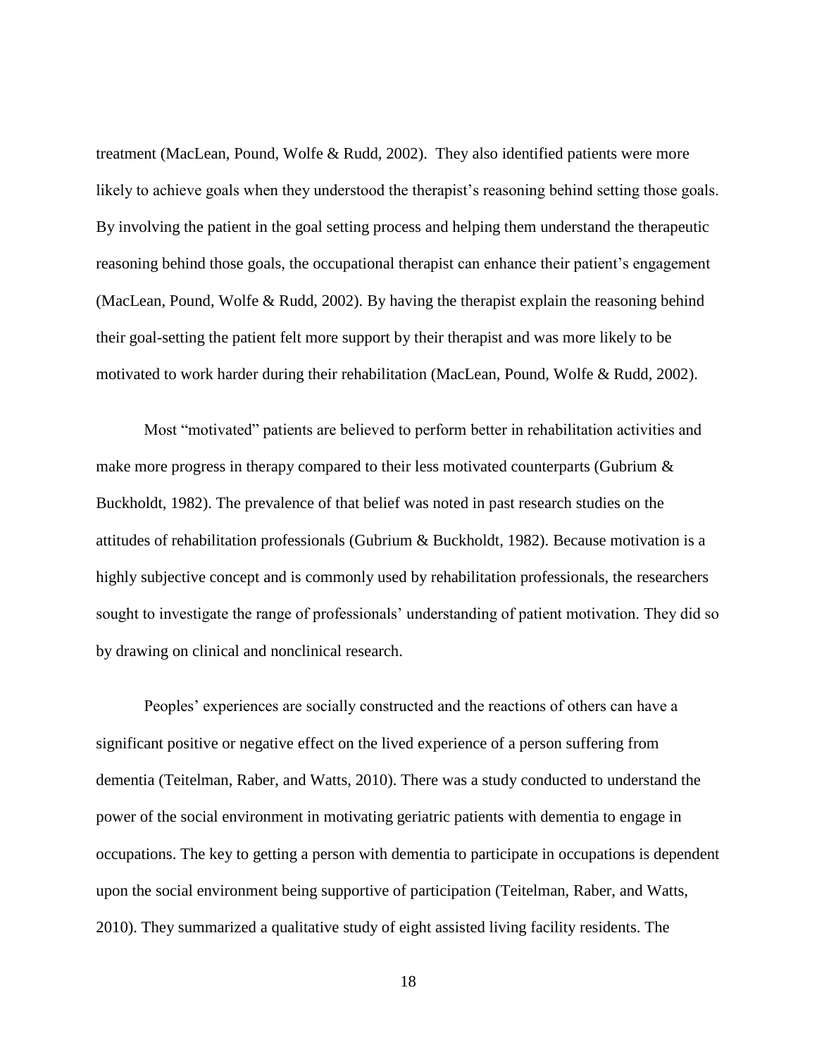treatment (MacLean, Pound, Wolfe & Rudd, 2002). They also identified patients were more likely to achieve goals when they understood the therapist's reasoning behind setting those goals. By involving the patient in the goal setting process and helping them understand the therapeutic reasoning behind those goals, the occupational therapist can enhance their patient's engagement (MacLean, Pound, Wolfe & Rudd, 2002). By having the therapist explain the reasoning behind their goal-setting the patient felt more support by their therapist and was more likely to be motivated to work harder during their rehabilitation (MacLean, Pound, Wolfe & Rudd, 2002).

Most "motivated" patients are believed to perform better in rehabilitation activities and make more progress in therapy compared to their less motivated counterparts (Gubrium & Buckholdt, 1982). The prevalence of that belief was noted in past research studies on the attitudes of rehabilitation professionals (Gubrium & Buckholdt, 1982). Because motivation is a highly subjective concept and is commonly used by rehabilitation professionals, the researchers sought to investigate the range of professionals' understanding of patient motivation. They did so by drawing on clinical and nonclinical research.

Peoples' experiences are socially constructed and the reactions of others can have a significant positive or negative effect on the lived experience of a person suffering from dementia (Teitelman, Raber, and Watts, 2010). There was a study conducted to understand the power of the social environment in motivating geriatric patients with dementia to engage in occupations. The key to getting a person with dementia to participate in occupations is dependent upon the social environment being supportive of participation (Teitelman, Raber, and Watts, 2010). They summarized a qualitative study of eight assisted living facility residents. The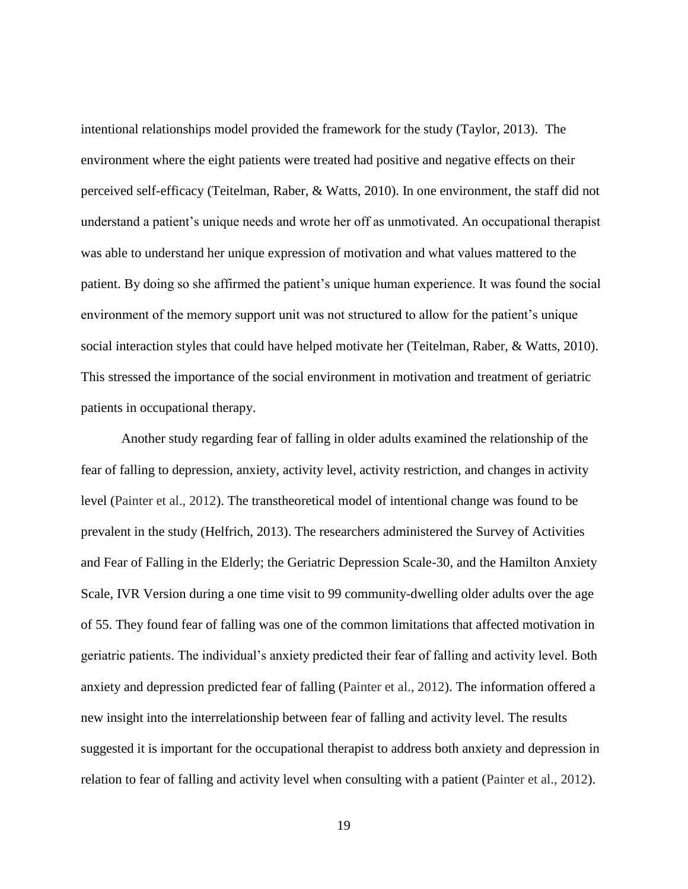intentional relationships model provided the framework for the study (Taylor, 2013).  The environment where the eight patients were treated had positive and negative effects on their perceived self-efficacy (Teitelman, Raber, & Watts, 2010). In one environment, the staff did not understand a patient's unique needs and wrote her off as unmotivated. An occupational therapist was able to understand her unique expression of motivation and what values mattered to the patient. By doing so she affirmed the patient's unique human experience. It was found the social environment of the memory support unit was not structured to allow for the patient's unique social interaction styles that could have helped motivate her (Teitelman, Raber, & Watts, 2010). This stressed the importance of the social environment in motivation and treatment of geriatric patients in occupational therapy.

Another study regarding fear of falling in older adults examined the relationship of the fear of falling to depression, anxiety, activity level, activity restriction, and changes in activity level (Painter et al., 2012). The transtheoretical model of intentional change was found to be prevalent in the study (Helfrich, 2013). The researchers administered the Survey of Activities and Fear of Falling in the Elderly; the Geriatric Depression Scale-30, and the Hamilton Anxiety Scale, IVR Version during a one time visit to 99 community-dwelling older adults over the age of 55. They found fear of falling was one of the common limitations that affected motivation in geriatric patients. The individual's anxiety predicted their fear of falling and activity level. Both anxiety and depression predicted fear of falling (Painter et al., 2012). The information offered a new insight into the interrelationship between fear of falling and activity level. The results suggested it is important for the occupational therapist to address both anxiety and depression in relation to fear of falling and activity level when consulting with a patient (Painter et al., 2012).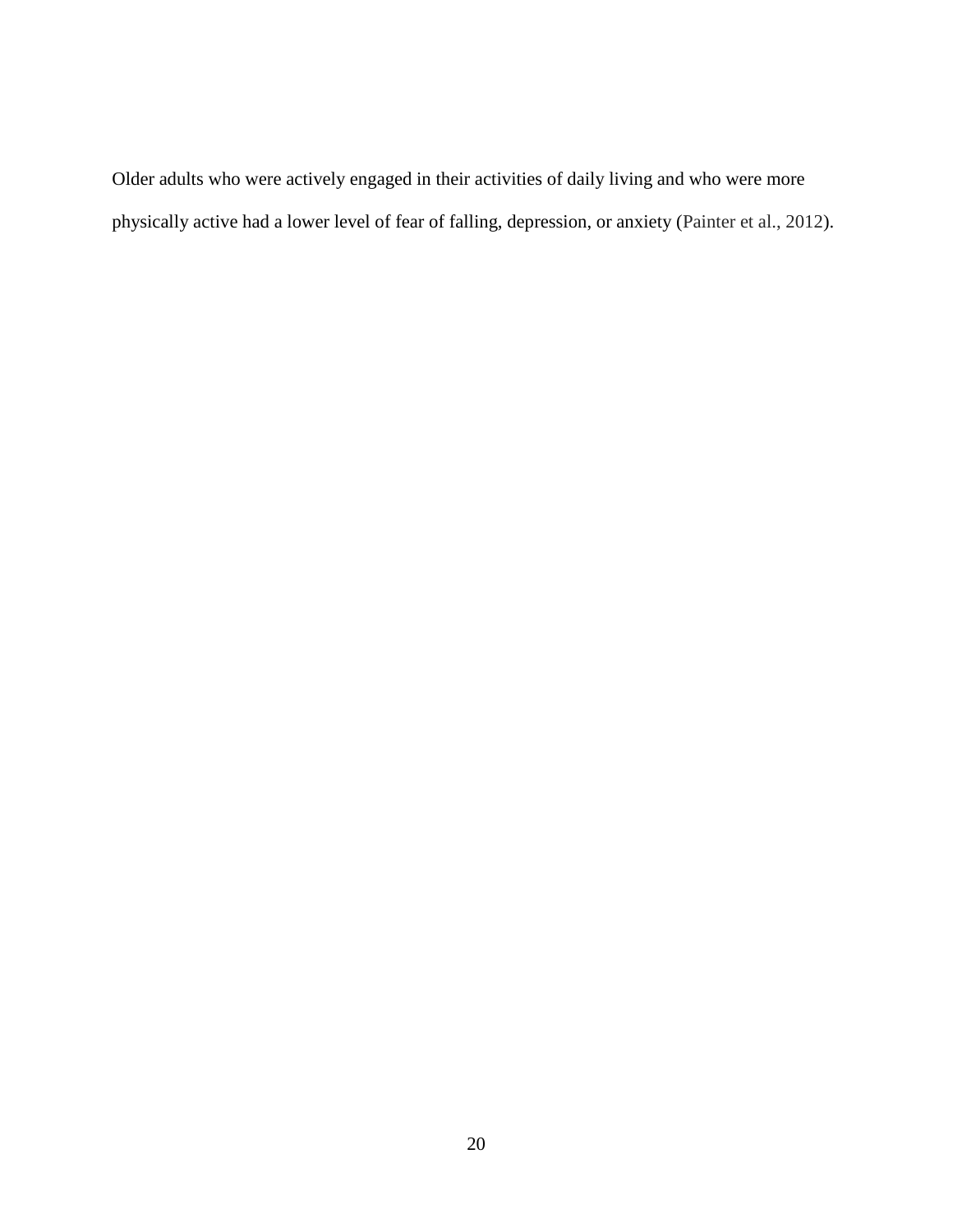Older adults who were actively engaged in their activities of daily living and who were more physically active had a lower level of fear of falling, depression, or anxiety (Painter et al., 2012).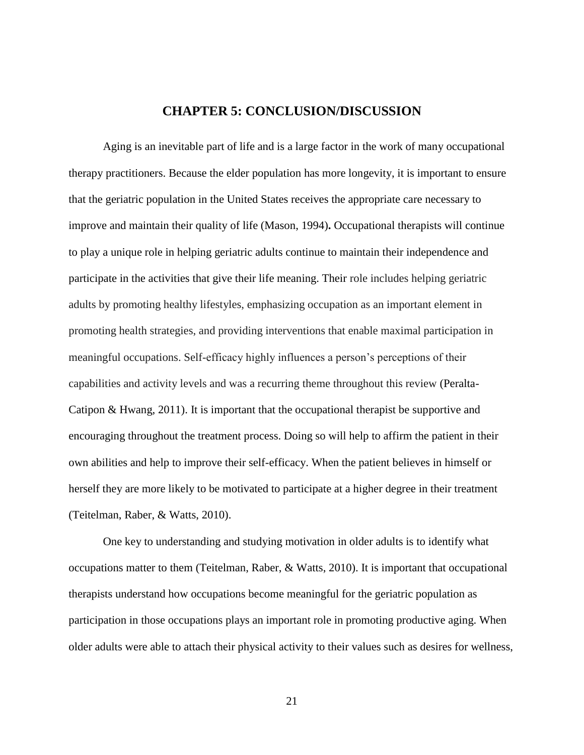# CHAPTER 5: CONCLUSION/DISCUSSION

Aging is an inevitable part of life and is a large factor in the work of many occupational therapy practitioners. Because the elder population has more longevity, it is important to ensure that the geriatric population in the United States receives the appropriate care necessary to improve and maintain their quality of life (Mason, 1994). Occupational therapists will continue to play a unique role in helping geriatric adults continue to maintain their independence and participate in the activities that give their life meaning. Their role includes helping geriatric adults by promoting healthy lifestyles, emphasizing occupation as an important element in promoting health strategies, and providing interventions that enable maximal participation in meaningful occupations. Self-efficacy highly influences a person's perceptions of their capabilities and activity levels and was a recurring theme throughout this review (Peralta-Catipon & Hwang, 2011). It is important that the occupational therapist be supportive and encouraging throughout the treatment process. Doing so will help to affirm the patient in their own abilities and help to improve their self-efficacy. When the patient believes in himself or herself they are more likely to be motivated to participate at a higher degree in their treatment (Teitelman, Raber, & Watts, 2010).

One key to understanding and studying motivation in older adults is to identify what occupations matter to them (Teitelman, Raber, & Watts, 2010). It is important that occupational therapists understand how occupations become meaningful for the geriatric population as participation in those occupations plays an important role in promoting productive aging. When older adults were able to attach their physical activity to their values such as desires for wellness,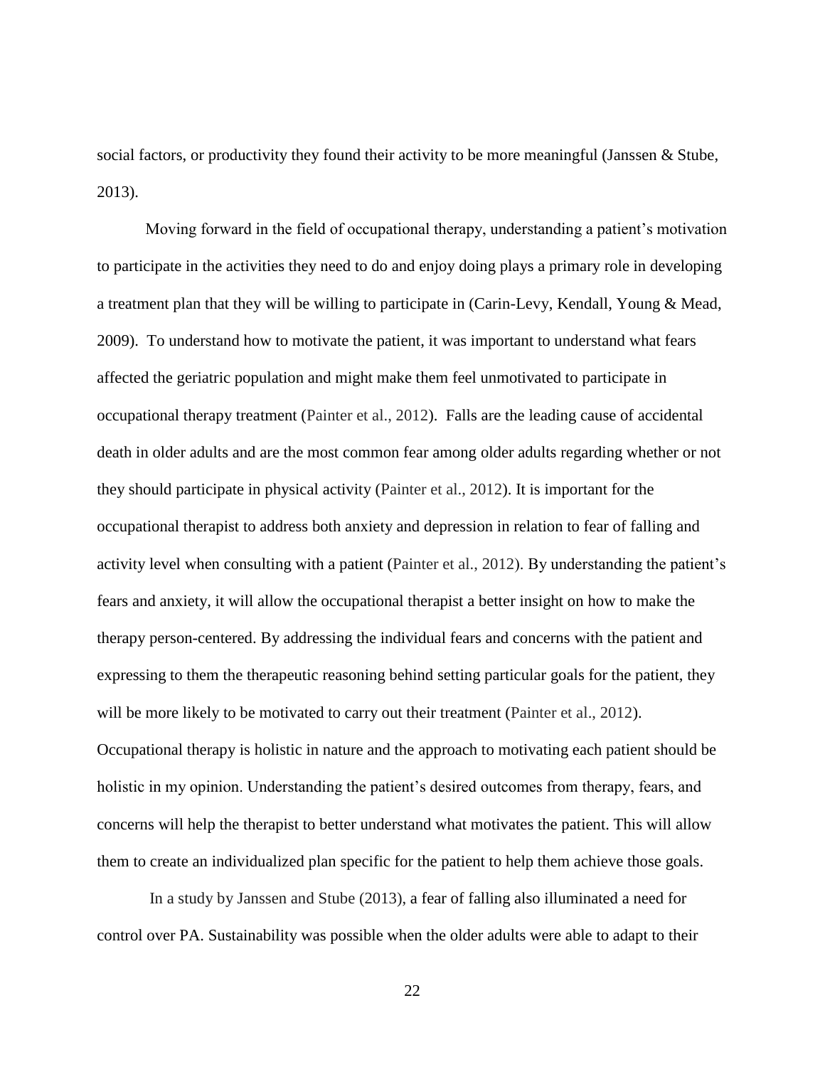social factors, or productivity they found their activity to be more meaningful (Janssen & Stube, 2013).

Moving forward in the field of occupational therapy, understanding a patient's motivation to participate in the activities they need to do and enjoy doing plays a primary role in developing a treatment plan that they will be willing to participate in (Carin-Levy, Kendall, Young & Mead, 2009). To understand how to motivate the patient, it was important to understand what fears affected the geriatric population and might make them feel unmotivated to participate in occupational therapy treatment (Painter et al., 2012). Falls are the leading cause of accidental death in older adults and are the most common fear among older adults regarding whether or not they should participate in physical activity (Painter et al., 2012). It is important for the occupational therapist to address both anxiety and depression in relation to fear of falling and activity level when consulting with a patient (Painter et al., 2012). By understanding the patient's fears and anxiety, it will allow the occupational therapist a better insight on how to make the therapy person-centered. By addressing the individual fears and concerns with the patient and expressing to them the therapeutic reasoning behind setting particular goals for the patient, they will be more likely to be motivated to carry out their treatment (Painter et al., 2012). Occupational therapy is holistic in nature and the approach to motivating each patient should be holistic in my opinion. Understanding the patient's desired outcomes from therapy, fears, and concerns will help the therapist to better understand what motivates the patient. This will allow them to create an individualized plan specific for the patient to help them achieve those goals.

In a study by Janssen and Stube (2013), a fear of falling also illuminated a need for control over PA. Sustainability was possible when the older adults were able to adapt to their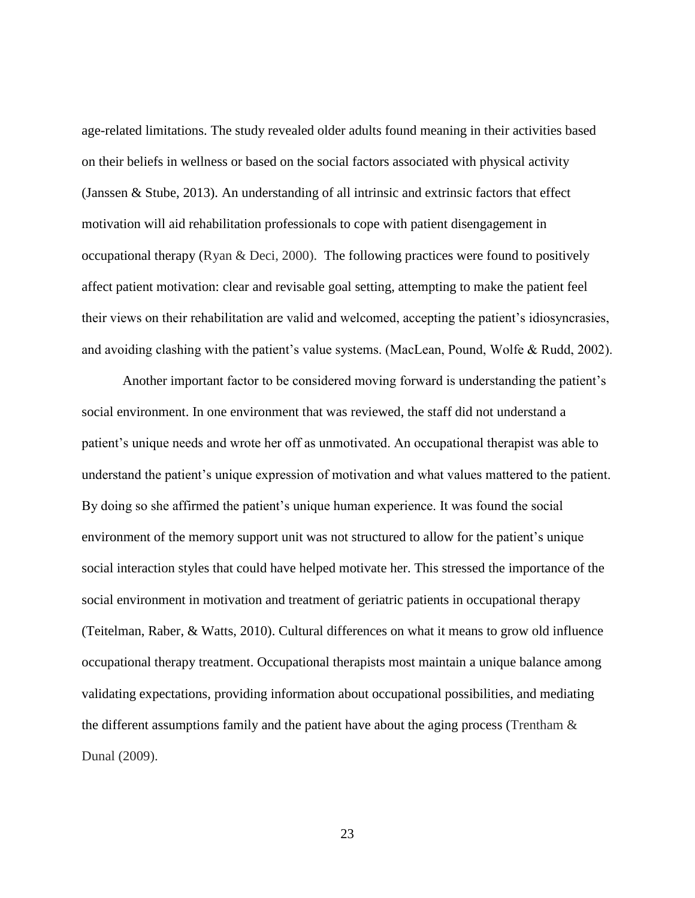age-related limitations. The study revealed older adults found meaning in their activities based on their beliefs in wellness or based on the social factors associated with physical activity (Janssen & Stube, 2013). An understanding of all intrinsic and extrinsic factors that effect motivation will aid rehabilitation professionals to cope with patient disengagement in occupational therapy (Ryan & Deci, 2000). The following practices were found to positively affect patient motivation: clear and revisable goal setting, attempting to make the patient feel their views on their rehabilitation are valid and welcomed, accepting the patient's idiosyncrasies, and avoiding clashing with the patient's value systems. (MacLean, Pound, Wolfe & Rudd, 2002).

Another important factor to be considered moving forward is understanding the patient's social environment. In one environment that was reviewed, the staff did not understand a patient's unique needs and wrote her off as unmotivated. An occupational therapist was able to understand the patient's unique expression of motivation and what values mattered to the patient. By doing so she affirmed the patient's unique human experience. It was found the social environment of the memory support unit was not structured to allow for the patient's unique social interaction styles that could have helped motivate her. This stressed the importance of the social environment in motivation and treatment of geriatric patients in occupational therapy (Teitelman, Raber, & Watts, 2010). Cultural differences on what it means to grow old influence occupational therapy treatment. Occupational therapists most maintain a unique balance among validating expectations, providing information about occupational possibilities, and mediating the different assumptions family and the patient have about the aging process (Trentham & Dunal (2009).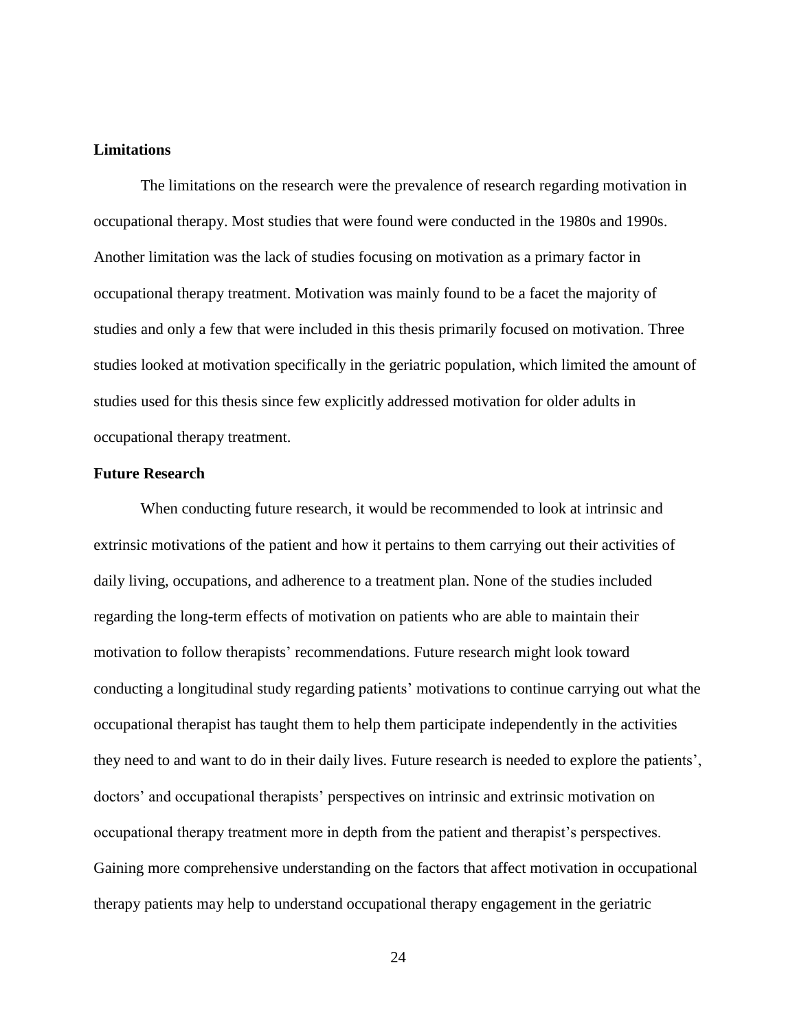## Limitations

The limitations on the research were the prevalence of research regarding motivation in occupational therapy. Most studies that were found were conducted in the 1980s and 1990s. Another limitation was the lack of studies focusing on motivation as a primary factor in occupational therapy treatment. Motivation was mainly found to be a facet the majority of studies and only a few that were included in this thesis primarily focused on motivation. Three studies looked at motivation specifically in the geriatric population, which limited the amount of studies used for this thesis since few explicitly addressed motivation for older adults in occupational therapy treatment.

## Future Research

When conducting future research, it would be recommended to look at intrinsic and extrinsic motivations of the patient and how it pertains to them carrying out their activities of daily living, occupations, and adherence to a treatment plan. None of the studies included regarding the long-term effects of motivation on patients who are able to maintain their motivation to follow therapists' recommendations. Future research might look toward conducting a longitudinal study regarding patients' motivations to continue carrying out what the occupational therapist has taught them to help them participate independently in the activities they need to and want to do in their daily lives. Future research is needed to explore the patients', doctors' and occupational therapists' perspectives on intrinsic and extrinsic motivation on occupational therapy treatment more in depth from the patient and therapist's perspectives. Gaining more comprehensive understanding on the factors that affect motivation in occupational therapy patients may help to understand occupational therapy engagement in the geriatric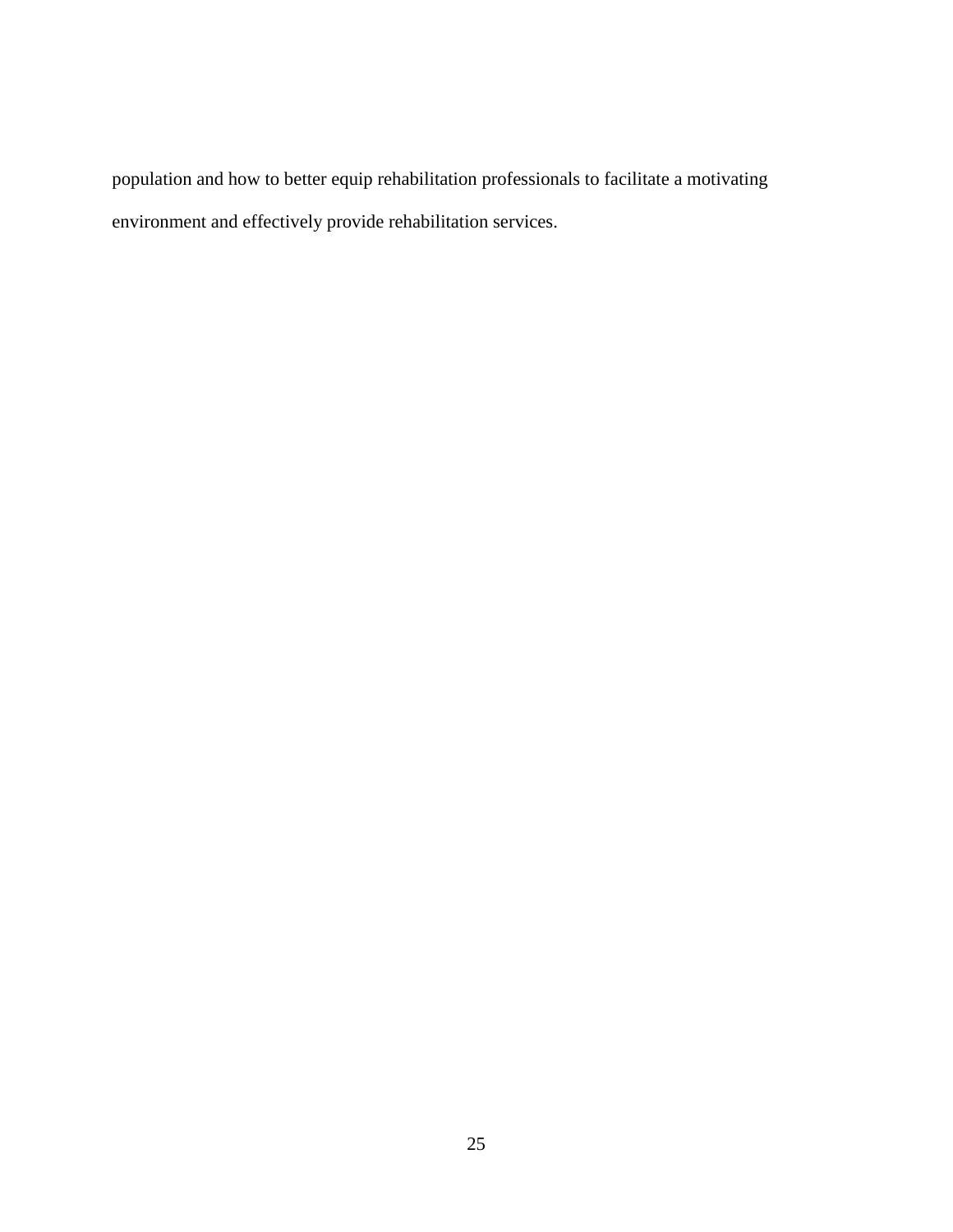population and how to better equip rehabilitation professionals to facilitate a motivating environment and effectively provide rehabilitation services.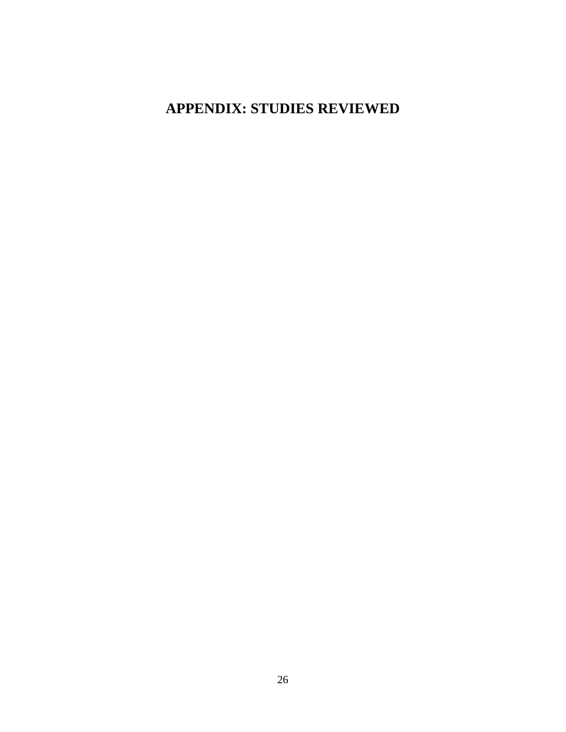# APPENDIX: STUDIES REVIEWED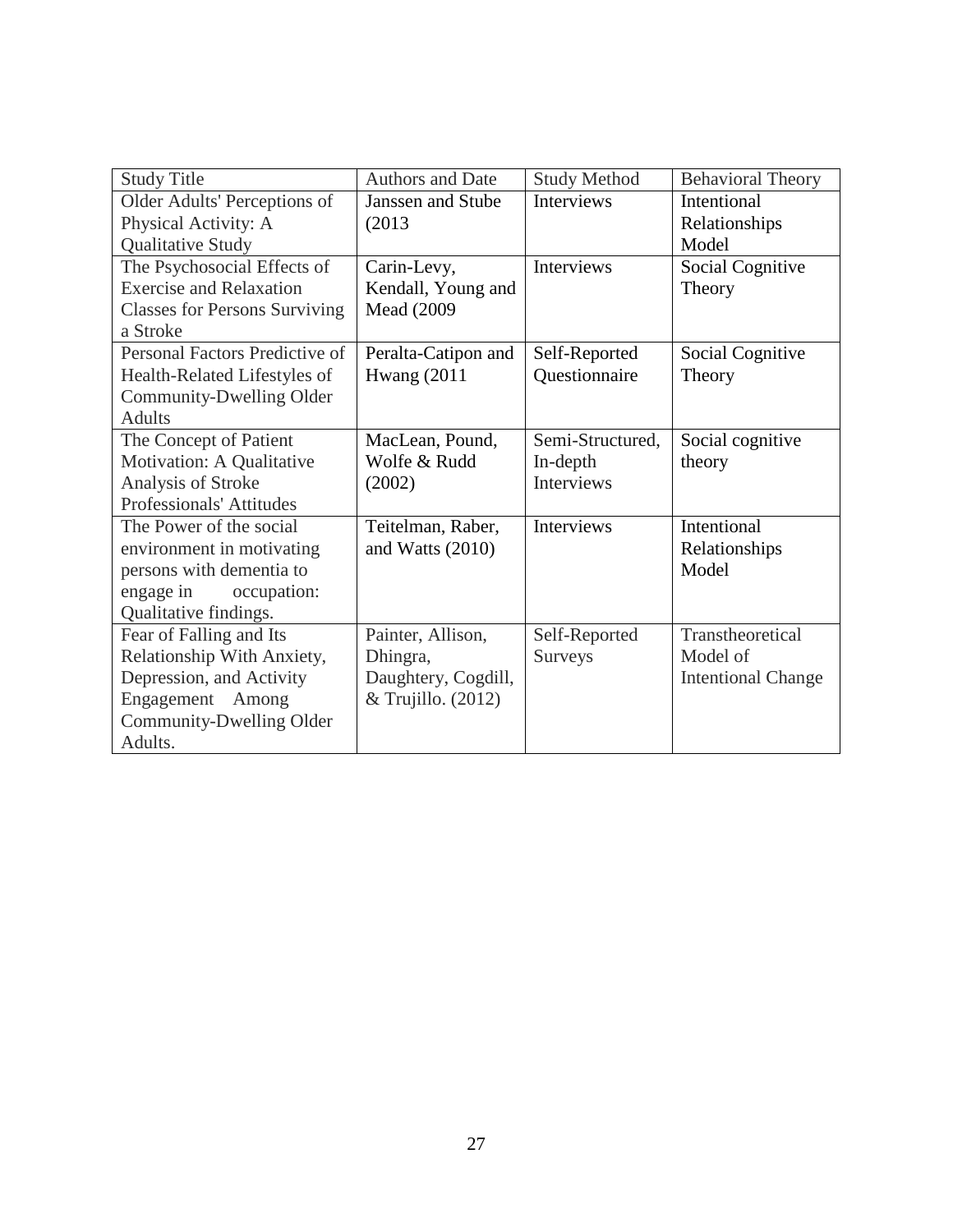| Study Title | Authors and Date | Study Method | Behavioral Theory |
|---|---|---|---|
| Older Adults' Perceptions of Physical Activity: A Qualitative Study | Janssen and Stube (2013 | Interviews | Intentional Relationships Model |
| The Psychosocial Effects of Exercise and Relaxation Classes for Persons Surviving a Stroke | Carin-Levy, Kendall, Young and Mead (2009 | Interviews | Social Cognitive Theory |
| Personal Factors Predictive of Health-Related Lifestyles of Community-Dwelling Older Adults | Peralta-Catipon and Hwang (2011 | Self-Reported Questionnaire | Social Cognitive Theory |
| The Concept of Patient Motivation: A Qualitative Analysis of Stroke Professionals' Attitudes | MacLean, Pound, Wolfe & Rudd (2002) | Semi-Structured, In-depth Interviews | Social cognitive theory |
| The Power of the social environment in motivating persons with dementia to engage in occupation: Qualitative findings. | Teitelman, Raber, and Watts (2010) | Interviews | Intentional Relationships Model |
| Fear of Falling and Its Relationship With Anxiety, Depression, and Activity Engagement Among Community-Dwelling Older Adults. | Painter, Allison, Dhingra, Daughtery, Cogdill, & Trujillo. (2012) | Self-Reported Surveys | Transtheoretical Model of Intentional Change |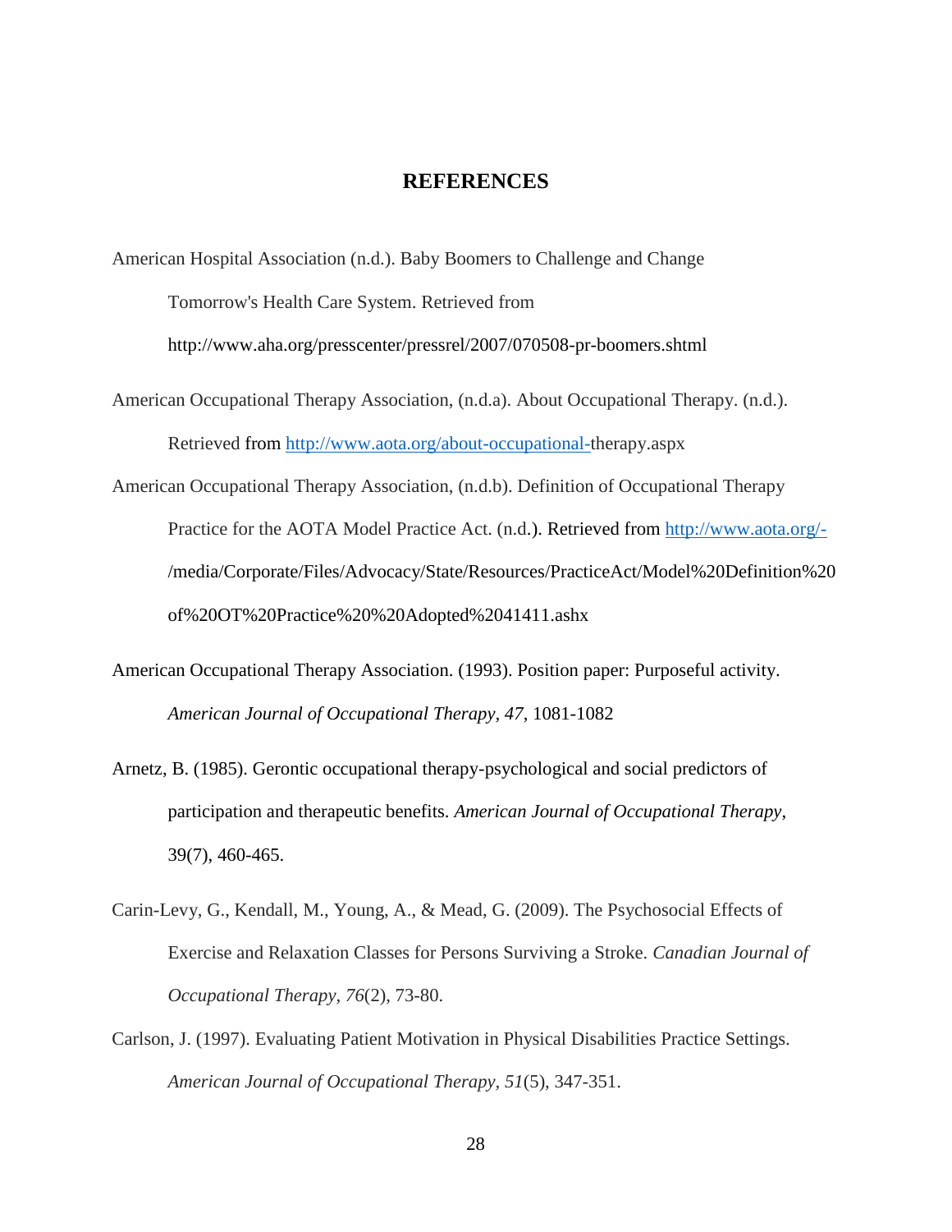# REFERENCES

American Hospital Association (n.d.). Baby Boomers to Challenge and Change Tomorrow's Health Care System. Retrieved from http://www.aha.org/presscenter/pressrel/2007/070508-pr-boomers.shtml

American Occupational Therapy Association, (n.d.a). About Occupational Therapy. (n.d.). Retrieved from http://www.aota.org/about-occupational-therapy.aspx

American Occupational Therapy Association, (n.d.b). Definition of Occupational Therapy Practice for the AOTA Model Practice Act. (n.d.). Retrieved from http://www.aota.org/-/media/Corporate/Files/Advocacy/State/Resources/PracticeAct/Model%20Definition%20of%20OT%20Practice%20%20Adopted%2041411.ashx

American Occupational Therapy Association. (1993). Position paper: Purposeful activity. *American Journal of Occupational Therapy, 47*, 1081-1082

Arnetz, B. (1985). Gerontic occupational therapy-psychological and social predictors of participation and therapeutic benefits. *American Journal of Occupational Therapy*, 39(7), 460-465.

Carin-Levy, G., Kendall, M., Young, A., & Mead, G. (2009). The Psychosocial Effects of Exercise and Relaxation Classes for Persons Surviving a Stroke. *Canadian Journal of Occupational Therapy, 76*(2), 73-80.

Carlson, J. (1997). Evaluating Patient Motivation in Physical Disabilities Practice Settings. *American Journal of Occupational Therapy, 51*(5), 347-351.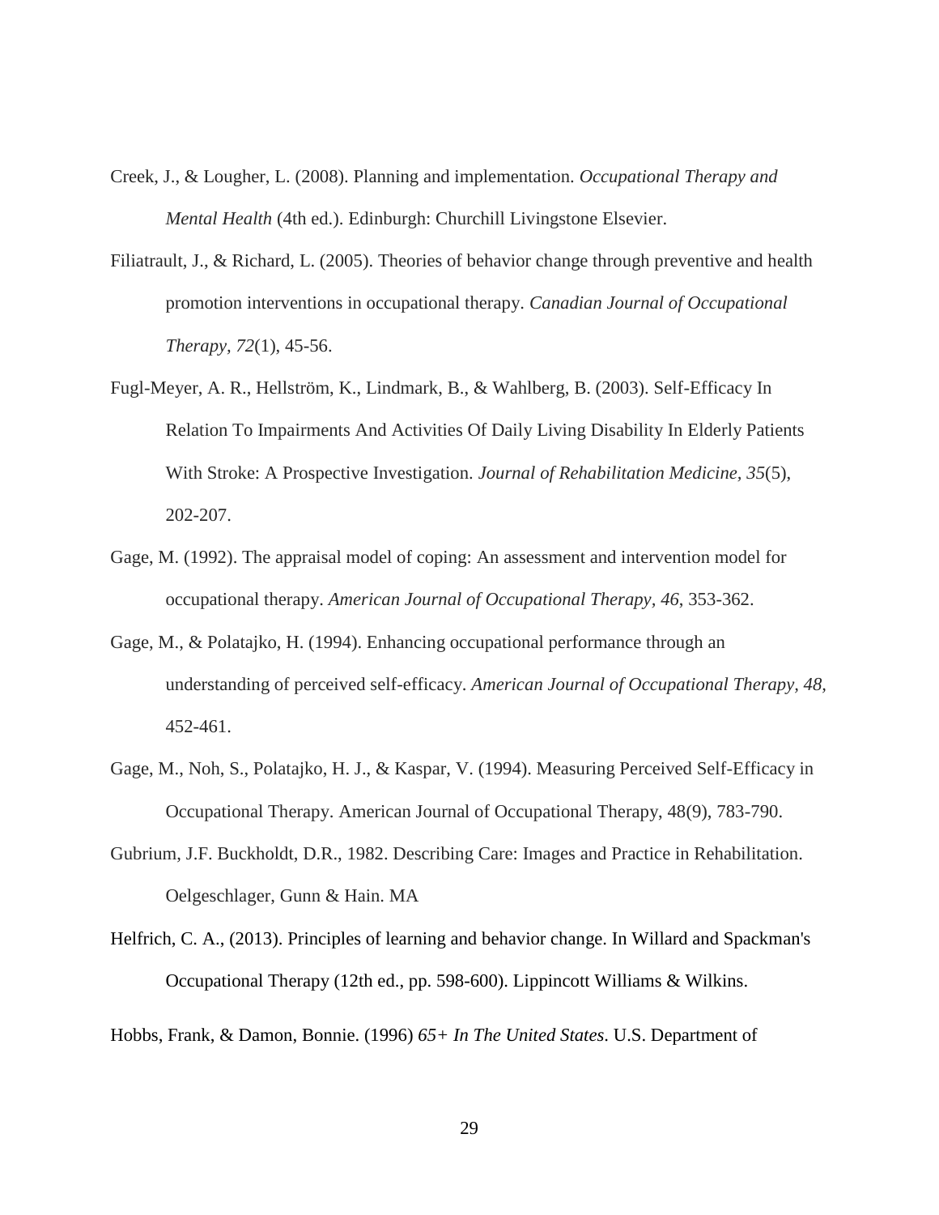Creek, J., & Lougher, L. (2008). Planning and implementation. *Occupational Therapy and Mental Health* (4th ed.). Edinburgh: Churchill Livingstone Elsevier.

Filiatrault, J., & Richard, L. (2005). Theories of behavior change through preventive and health promotion interventions in occupational therapy. *Canadian Journal of Occupational Therapy*, *72*(1), 45-56.

Fugl-Meyer, A. R., Hellström, K., Lindmark, B., & Wahlberg, B. (2003). Self-Efficacy In Relation To Impairments And Activities Of Daily Living Disability In Elderly Patients With Stroke: A Prospective Investigation. *Journal of Rehabilitation Medicine*, *35*(5), 202-207.

Gage, M. (1992). The appraisal model of coping: An assessment and intervention model for occupational therapy. *American Journal of Occupational Therapy*, *46*, 353-362.

Gage, M., & Polatajko, H. (1994). Enhancing occupational performance through an understanding of perceived self-efficacy. *American Journal of Occupational Therapy*, *48*, 452-461.

Gage, M., Noh, S., Polatajko, H. J., & Kaspar, V. (1994). Measuring Perceived Self-Efficacy in Occupational Therapy. American Journal of Occupational Therapy, 48(9), 783-790.

Gubrium, J.F. Buckholdt, D.R., 1982. Describing Care: Images and Practice in Rehabilitation. Oelgeschlager, Gunn & Hain. MA

Helfrich, C. A., (2013). Principles of learning and behavior change. In Willard and Spackman's Occupational Therapy (12th ed., pp. 598-600). Lippincott Williams & Wilkins.

Hobbs, Frank, & Damon, Bonnie. (1996) *65+ In The United States*. U.S. Department of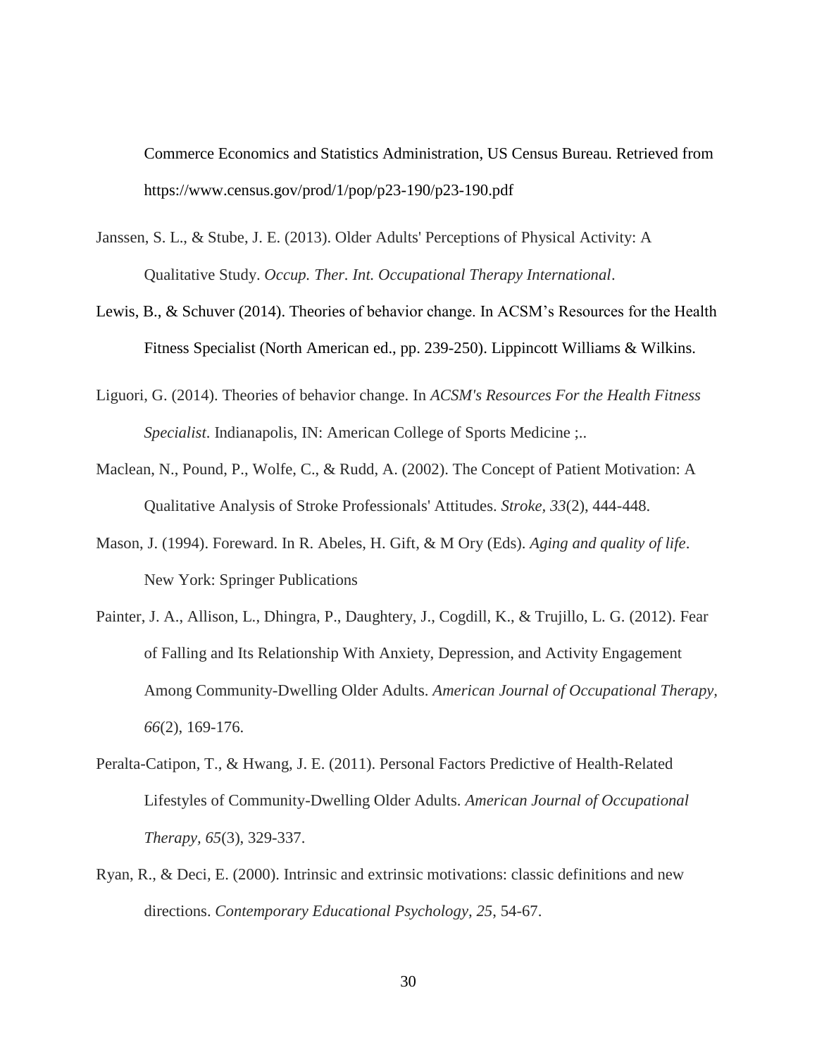Commerce Economics and Statistics Administration, US Census Bureau. Retrieved from https://www.census.gov/prod/1/pop/p23-190/p23-190.pdf

Janssen, S. L., & Stube, J. E. (2013). Older Adults' Perceptions of Physical Activity: A Qualitative Study. *Occup. Ther. Int. Occupational Therapy International*.

Lewis, B., & Schuver (2014). Theories of behavior change. In ACSM's Resources for the Health Fitness Specialist (North American ed., pp. 239-250). Lippincott Williams & Wilkins.

Liguori, G. (2014). Theories of behavior change. In *ACSM's Resources For the Health Fitness Specialist*. Indianapolis, IN: American College of Sports Medicine ;..

Maclean, N., Pound, P., Wolfe, C., & Rudd, A. (2002). The Concept of Patient Motivation: A Qualitative Analysis of Stroke Professionals' Attitudes. *Stroke, 33*(2), 444-448.

Mason, J. (1994). Foreward. In R. Abeles, H. Gift, & M Ory (Eds). *Aging and quality of life*. New York: Springer Publications

Painter, J. A., Allison, L., Dhingra, P., Daughtery, J., Cogdill, K., & Trujillo, L. G. (2012). Fear of Falling and Its Relationship With Anxiety, Depression, and Activity Engagement Among Community-Dwelling Older Adults. *American Journal of Occupational Therapy, 66*(2), 169-176.

Peralta-Catipon, T., & Hwang, J. E. (2011). Personal Factors Predictive of Health-Related Lifestyles of Community-Dwelling Older Adults. *American Journal of Occupational Therapy, 65*(3), 329-337.

Ryan, R., & Deci, E. (2000). Intrinsic and extrinsic motivations: classic definitions and new directions. *Contemporary Educational Psychology, 25*, 54-67.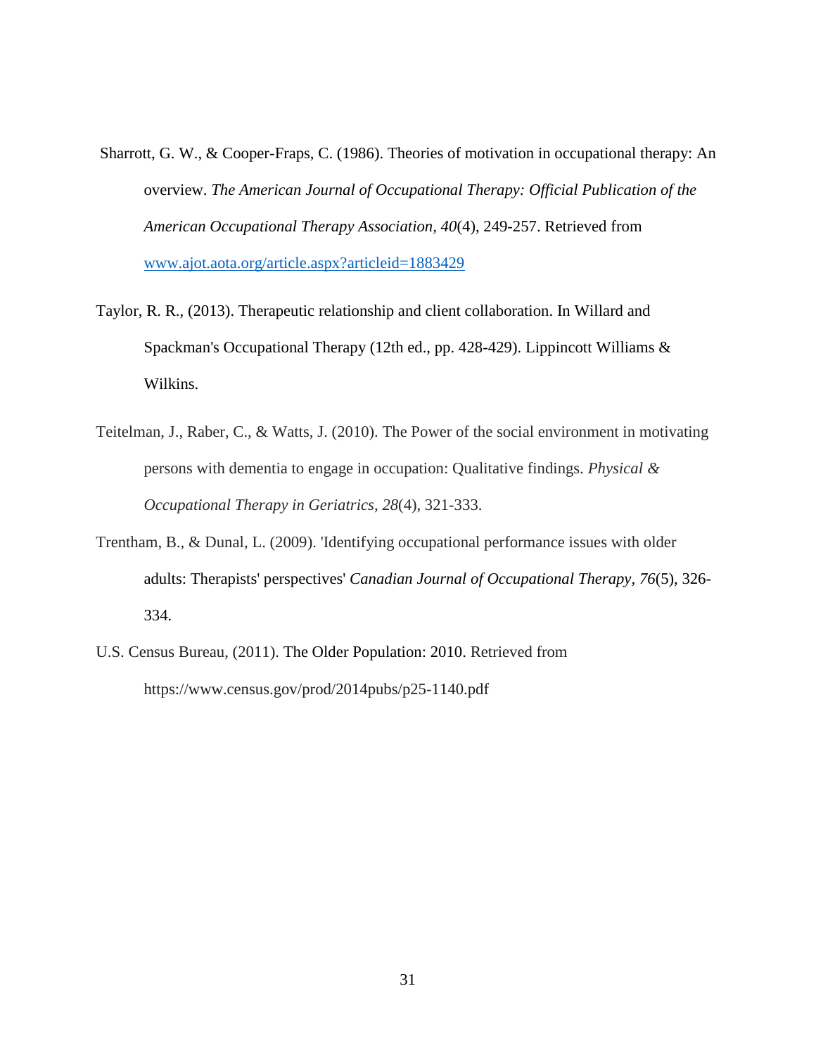Sharrott, G. W., & Cooper-Fraps, C. (1986). Theories of motivation in occupational therapy: An overview. *The American Journal of Occupational Therapy: Official Publication of the American Occupational Therapy Association, 40*(4), 249-257. Retrieved from www.ajot.aota.org/article.aspx?articleid=1883429

Taylor, R. R., (2013). Therapeutic relationship and client collaboration. In Willard and Spackman's Occupational Therapy (12th ed., pp. 428-429). Lippincott Williams & Wilkins.

Teitelman, J., Raber, C., & Watts, J. (2010). The Power of the social environment in motivating persons with dementia to engage in occupation: Qualitative findings. *Physical & Occupational Therapy in Geriatrics, 28*(4), 321-333.

Trentham, B., & Dunal, L. (2009). 'Identifying occupational performance issues with older adults: Therapists' perspectives' *Canadian Journal of Occupational Therapy, 76*(5), 326-334.

U.S. Census Bureau, (2011). The Older Population: 2010. Retrieved from https://www.census.gov/prod/2014pubs/p25-1140.pdf